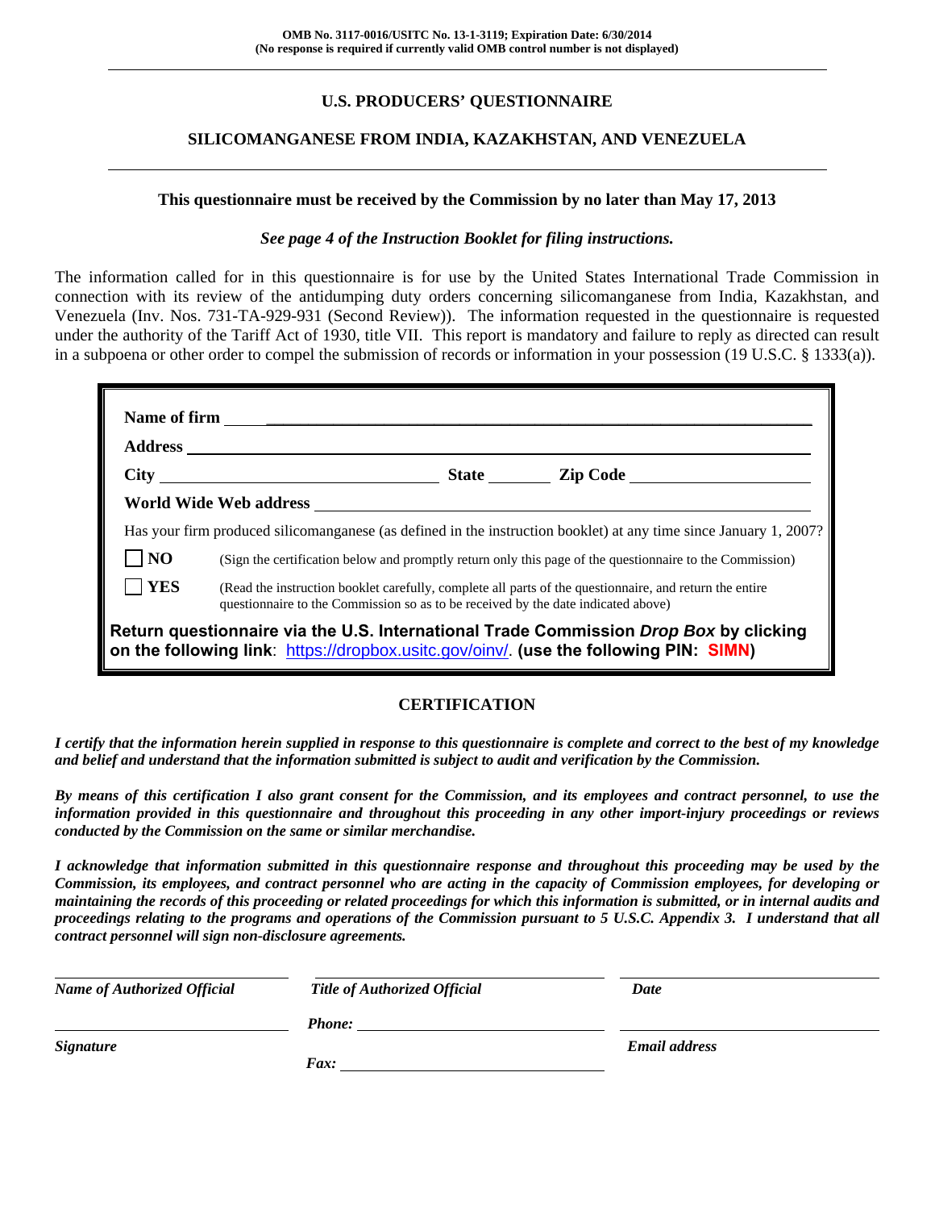OMB No. 3117-0016/USITC No. 13-1-3119; Expiration Date: 6/30/2014
(No response is required if currently valid OMB control number is not displayed)

# U.S. PRODUCERS' QUESTIONNAIRE

## SILICOMANGANESE FROM INDIA, KAZAKHSTAN, AND VENEZUELA

**This questionnaire must be received by the Commission by no later than May 17, 2013**

***See page 4 of the Instruction Booklet for filing instructions.***

The information called for in this questionnaire is for use by the United States International Trade Commission in connection with its review of the antidumping duty orders concerning silicomanganese from India, Kazakhstan, and Venezuela (Inv. Nos. 731-TA-929-931 (Second Review)). The information requested in the questionnaire is requested under the authority of the Tariff Act of 1930, title VII. This report is mandatory and failure to reply as directed can result in a subpoena or other order to compel the submission of records or information in your possession (19 U.S.C. § 1333(a)).

**Name of firm** ______________________________

**Address** ______________________________

**City** ______________ **State** ________ **Zip Code** ______________

**World Wide Web address** ______________________________

Has your firm produced silicomanganese (as defined in the instruction booklet) at any time since January 1, 2007?

☐ **NO** (Sign the certification below and promptly return only this page of the questionnaire to the Commission)

☐ **YES** (Read the instruction booklet carefully, complete all parts of the questionnaire, and return the entire questionnaire to the Commission so as to be received by the date indicated above)

**Return questionnaire via the U.S. International Trade Commission *Drop Box* by clicking on the following link**: https://dropbox.usitc.gov/oinv/. **(use the following PIN: SIMN)**

## CERTIFICATION

***I certify that the information herein supplied in response to this questionnaire is complete and correct to the best of my knowledge and belief and understand that the information submitted is subject to audit and verification by the Commission.***

***By means of this certification I also grant consent for the Commission, and its employees and contract personnel, to use the information provided in this questionnaire and throughout this proceeding in any other import-injury proceedings or reviews conducted by the Commission on the same or similar merchandise.***

***I acknowledge that information submitted in this questionnaire response and throughout this proceeding may be used by the Commission, its employees, and contract personnel who are acting in the capacity of Commission employees, for developing or maintaining the records of this proceeding or related proceedings for which this information is submitted, or in internal audits and proceedings relating to the programs and operations of the Commission pursuant to 5 U.S.C. Appendix 3. I understand that all contract personnel will sign non-disclosure agreements.***

| ______________________ | ______________________ | ______________________ |
|---|---|---|
| ***Name of Authorized Official*** | ***Title of Authorized Official*** | ***Date*** |
| ______________________ | ***Phone:*** ______________ | ______________________ |
| ***Signature*** | ***Fax:*** ______________ | ***Email address*** |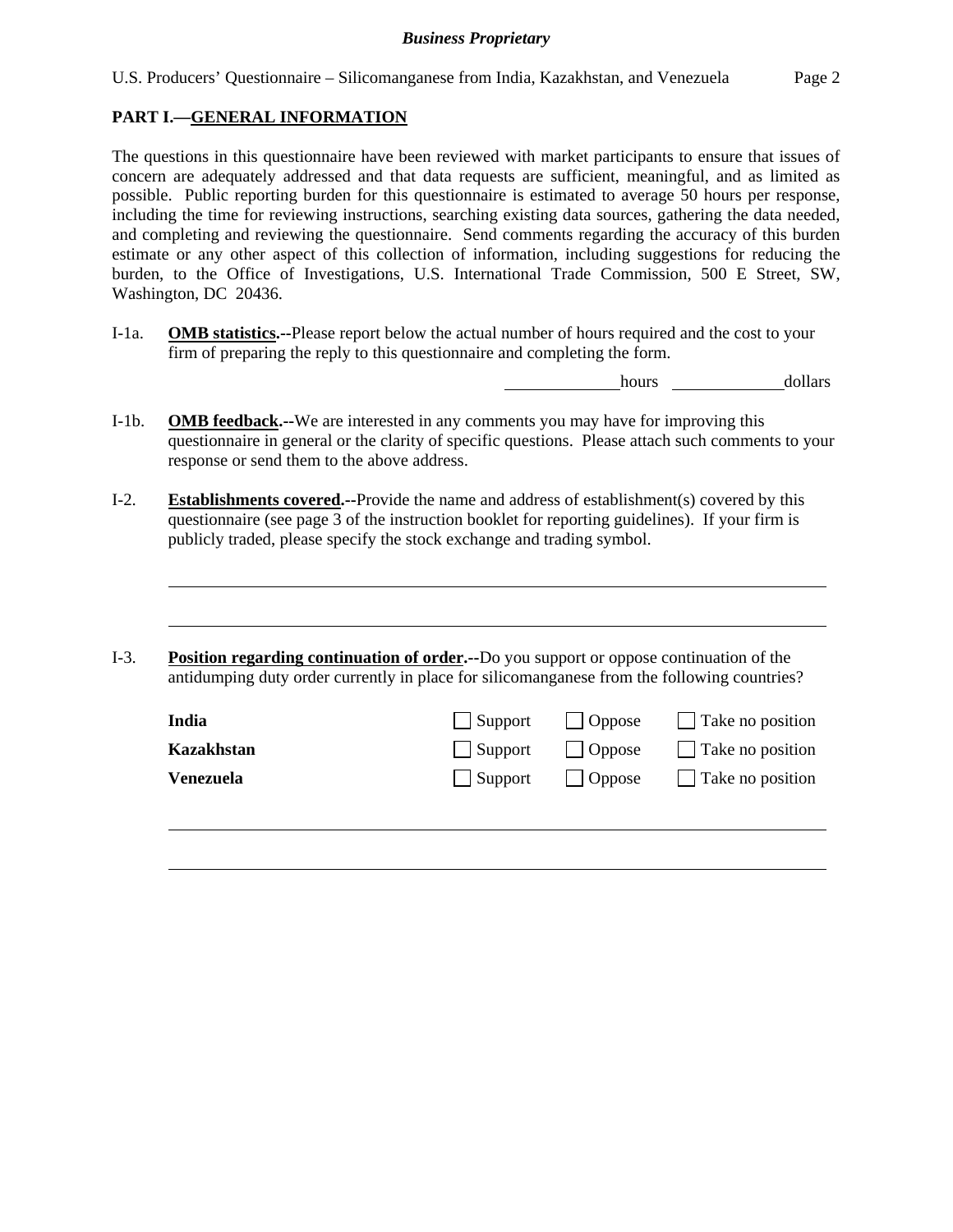## PART I.—GENERAL INFORMATION

The questions in this questionnaire have been reviewed with market participants to ensure that issues of concern are adequately addressed and that data requests are sufficient, meaningful, and as limited as possible. Public reporting burden for this questionnaire is estimated to average 50 hours per response, including the time for reviewing instructions, searching existing data sources, gathering the data needed, and completing and reviewing the questionnaire. Send comments regarding the accuracy of this burden estimate or any other aspect of this collection of information, including suggestions for reducing the burden, to the Office of Investigations, U.S. International Trade Commission, 500 E Street, SW, Washington, DC 20436.

I-1a. **OMB statistics.--**Please report below the actual number of hours required and the cost to your firm of preparing the reply to this questionnaire and completing the form.

_____________ hours _____________ dollars

I-1b. **OMB feedback.--**We are interested in any comments you may have for improving this questionnaire in general or the clarity of specific questions. Please attach such comments to your response or send them to the above address.

I-2. **Establishments covered.--**Provide the name and address of establishment(s) covered by this questionnaire (see page 3 of the instruction booklet for reporting guidelines). If your firm is publicly traded, please specify the stock exchange and trading symbol.

______________________________________________________________________

______________________________________________________________________

I-3. **Position regarding continuation of order.--**Do you support or oppose continuation of the antidumping duty order currently in place for silicomanganese from the following countries?

| | | | |
|---|---|---|---|
| **India** | ☐ Support | ☐ Oppose | ☐ Take no position |
| **Kazakhstan** | ☐ Support | ☐ Oppose | ☐ Take no position |
| **Venezuela** | ☐ Support | ☐ Oppose | ☐ Take no position |

______________________________________________________________________

______________________________________________________________________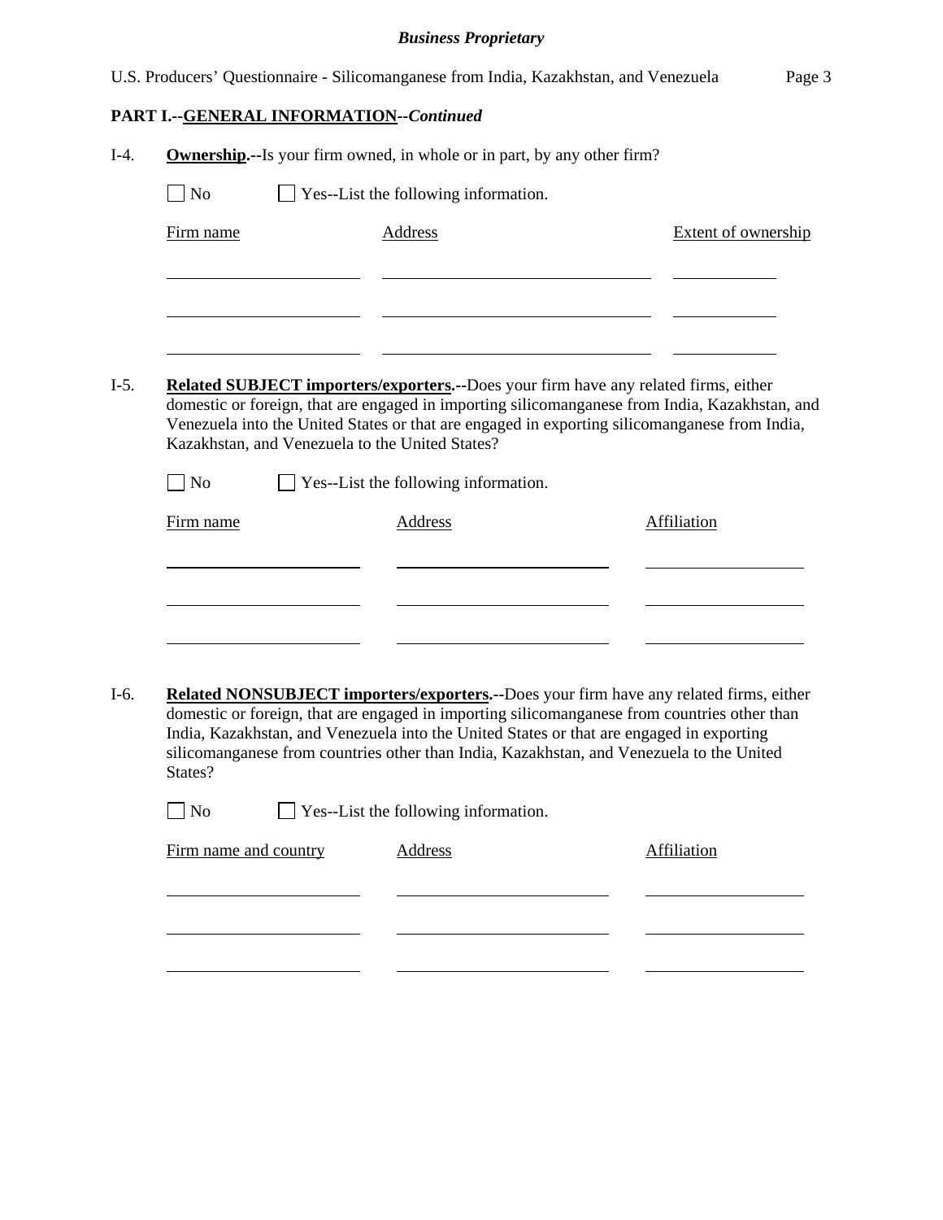**PART I.--GENERAL INFORMATION--*Continued***

I-4. **Ownership.--**Is your firm owned, in whole or in part, by any other firm?

☐ No ☐ Yes--List the following information.

| Firm name | Address | Extent of ownership |
| --- | --- | --- |
| | | |
| | | |
| | | |

I-5. **Related SUBJECT importers/exporters.--**Does your firm have any related firms, either domestic or foreign, that are engaged in importing silicomanganese from India, Kazakhstan, and Venezuela into the United States or that are engaged in exporting silicomanganese from India, Kazakhstan, and Venezuela to the United States?

☐ No ☐ Yes--List the following information.

| Firm name | Address | Affiliation |
| --- | --- | --- |
| | | |
| | | |
| | | |

I-6. **Related NONSUBJECT importers/exporters.--**Does your firm have any related firms, either domestic or foreign, that are engaged in importing silicomanganese from countries other than India, Kazakhstan, and Venezuela into the United States or that are engaged in exporting silicomanganese from countries other than India, Kazakhstan, and Venezuela to the United States?

☐ No ☐ Yes--List the following information.

| Firm name and country | Address | Affiliation |
| --- | --- | --- |
| | | |
| | | |
| | | |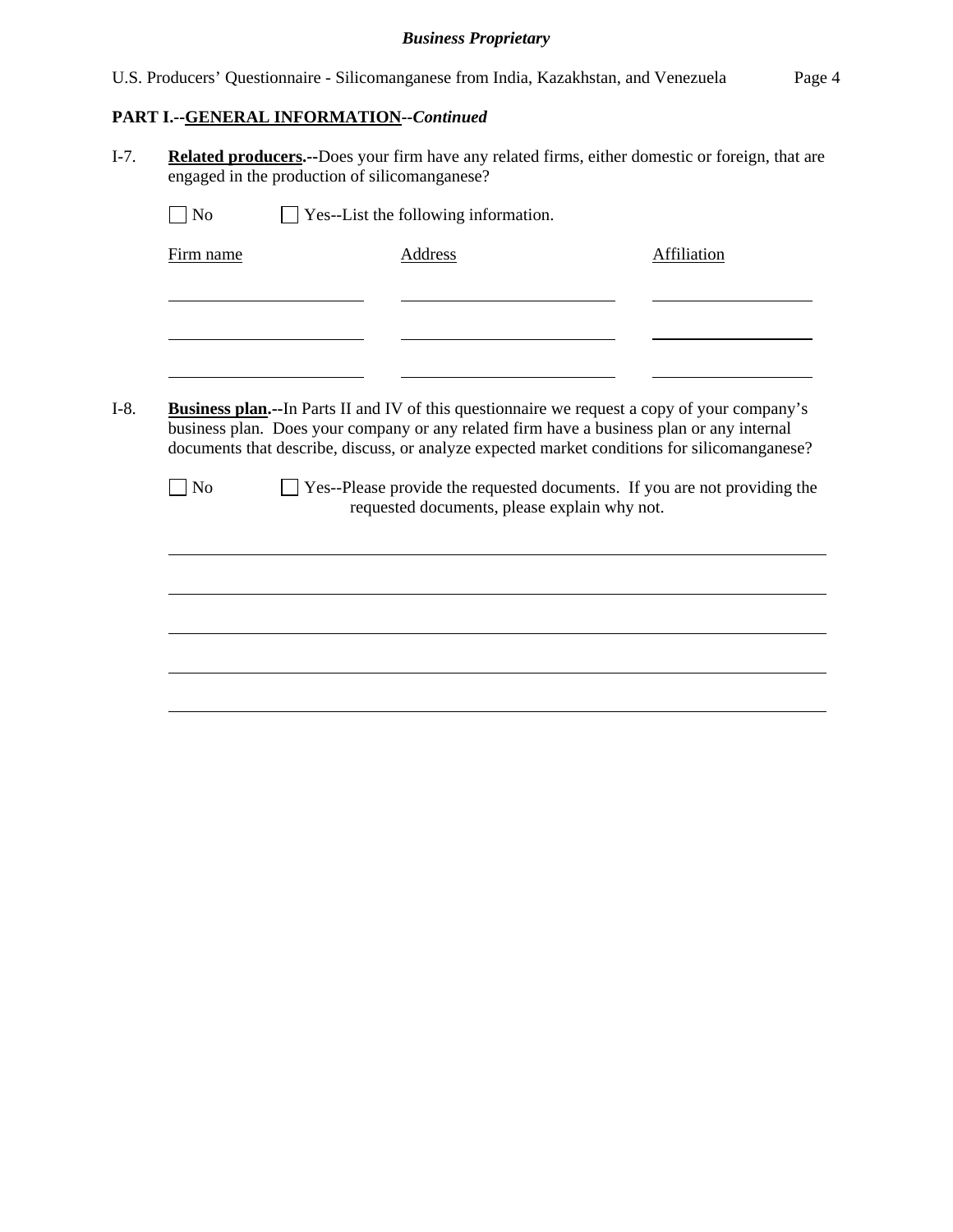**PART I.--GENERAL INFORMATION--*Continued***

I-7. **Related producers.--**Does your firm have any related firms, either domestic or foreign, that are engaged in the production of silicomanganese?

☐ No ☐ Yes--List the following information.

| Firm name | Address | Affiliation |
|---|---|---|
| | | |
| | | |
| | | |

I-8. **Business plan.--**In Parts II and IV of this questionnaire we request a copy of your company's business plan. Does your company or any related firm have a business plan or any internal documents that describe, discuss, or analyze expected market conditions for silicomanganese?

☐ No ☐ Yes--Please provide the requested documents. If you are not providing the requested documents, please explain why not.

______________________________________________________________________________

______________________________________________________________________________

______________________________________________________________________________

______________________________________________________________________________

______________________________________________________________________________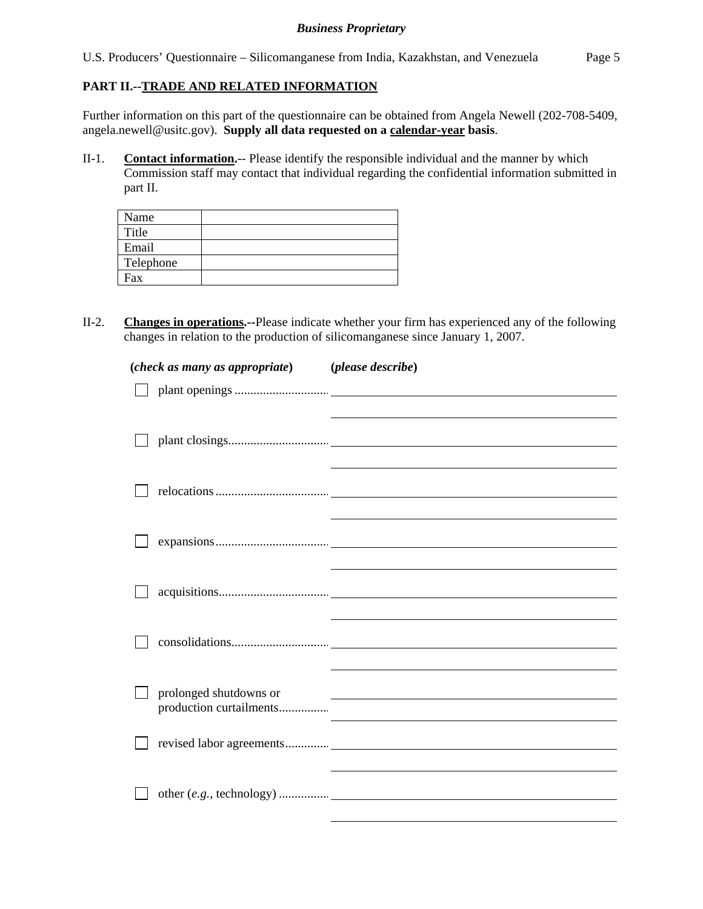**PART II.--TRADE AND RELATED INFORMATION**

Further information on this part of the questionnaire can be obtained from Angela Newell (202-708-5409, angela.newell@usitc.gov). **Supply all data requested on a calendar-year basis**.

II-1. **Contact information.**-- Please identify the responsible individual and the manner by which Commission staff may contact that individual regarding the confidential information submitted in part II.

| Name | |
|---|---|
| Title | |
| Email | |
| Telephone | |
| Fax | |

II-2. **Changes in operations.**--Please indicate whether your firm has experienced any of the following changes in relation to the production of silicomanganese since January 1, 2007.

**(*check as many as appropriate*)** **(*please describe*)**

☐ plant openings ............................ ________________________________________

☐ plant closings.............................. ________________________________________

☐ relocations .................................. ________________________________________

☐ expansions .................................. ________________________________________

☐ acquisitions................................. ________________________________________

☐ consolidations.............................. ________________________________________

☐ prolonged shutdowns or production curtailments................ ________________________________________

☐ revised labor agreements............. ________________________________________

☐ other (*e.g.*, technology) ................ ________________________________________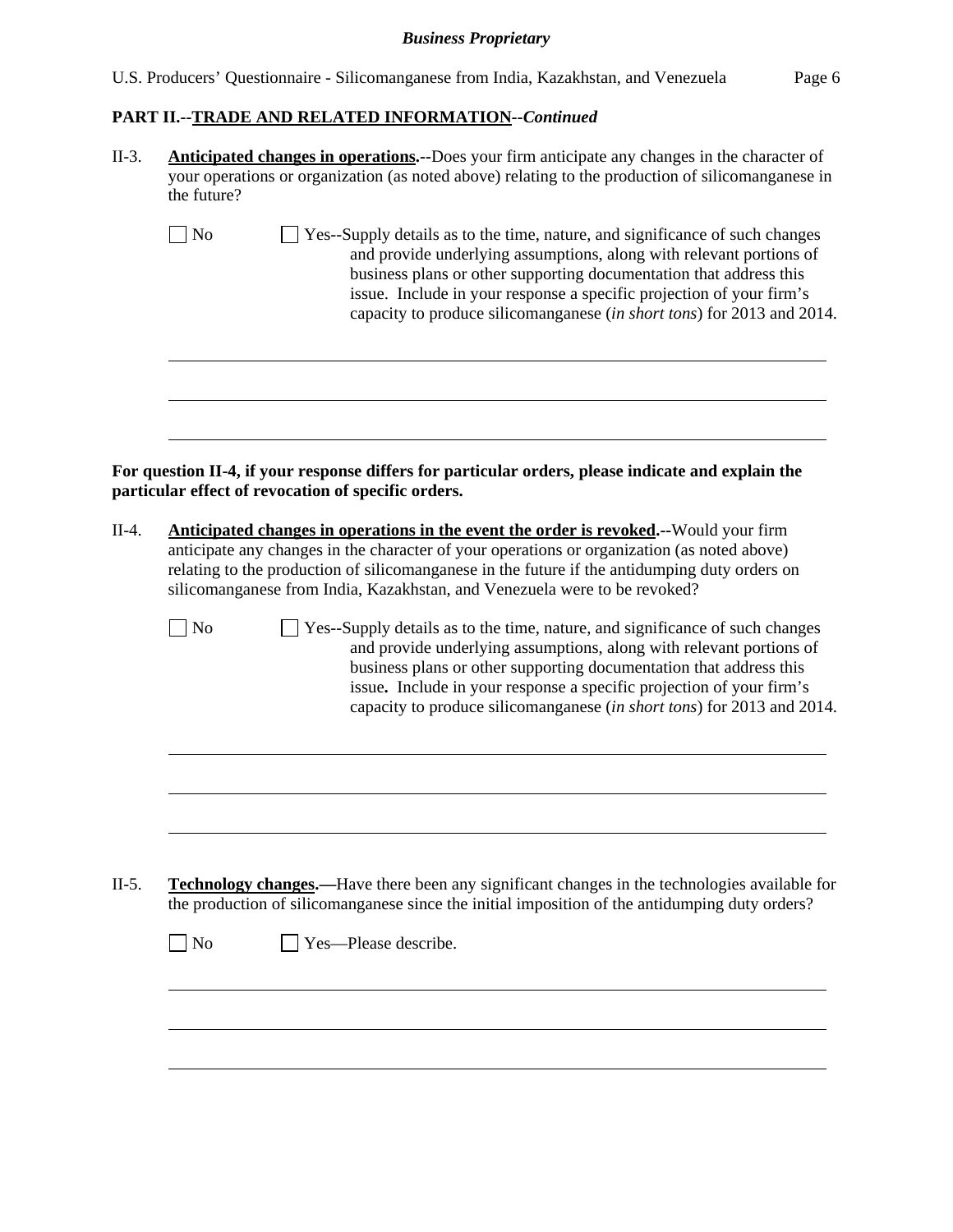## PART II.--TRADE AND RELATED INFORMATION--*Continued*

II-3. **Anticipated changes in operations.--**Does your firm anticipate any changes in the character of your operations or organization (as noted above) relating to the production of silicomanganese in the future?

☐ No ☐ Yes--Supply details as to the time, nature, and significance of such changes and provide underlying assumptions, along with relevant portions of business plans or other supporting documentation that address this issue. Include in your response a specific projection of your firm's capacity to produce silicomanganese (*in short tons*) for 2013 and 2014.

______________________________________________________________________

______________________________________________________________________

______________________________________________________________________

**For question II-4, if your response differs for particular orders, please indicate and explain the particular effect of revocation of specific orders.**

II-4. **Anticipated changes in operations in the event the order is revoked.--**Would your firm anticipate any changes in the character of your operations or organization (as noted above) relating to the production of silicomanganese in the future if the antidumping duty orders on silicomanganese from India, Kazakhstan, and Venezuela were to be revoked?

☐ No ☐ Yes--Supply details as to the time, nature, and significance of such changes and provide underlying assumptions, along with relevant portions of business plans or other supporting documentation that address this issue**.** Include in your response a specific projection of your firm's capacity to produce silicomanganese (*in short tons*) for 2013 and 2014.

______________________________________________________________________

______________________________________________________________________

______________________________________________________________________

II-5. **Technology changes.—**Have there been any significant changes in the technologies available for the production of silicomanganese since the initial imposition of the antidumping duty orders?

☐ No ☐ Yes—Please describe.

______________________________________________________________________

______________________________________________________________________

______________________________________________________________________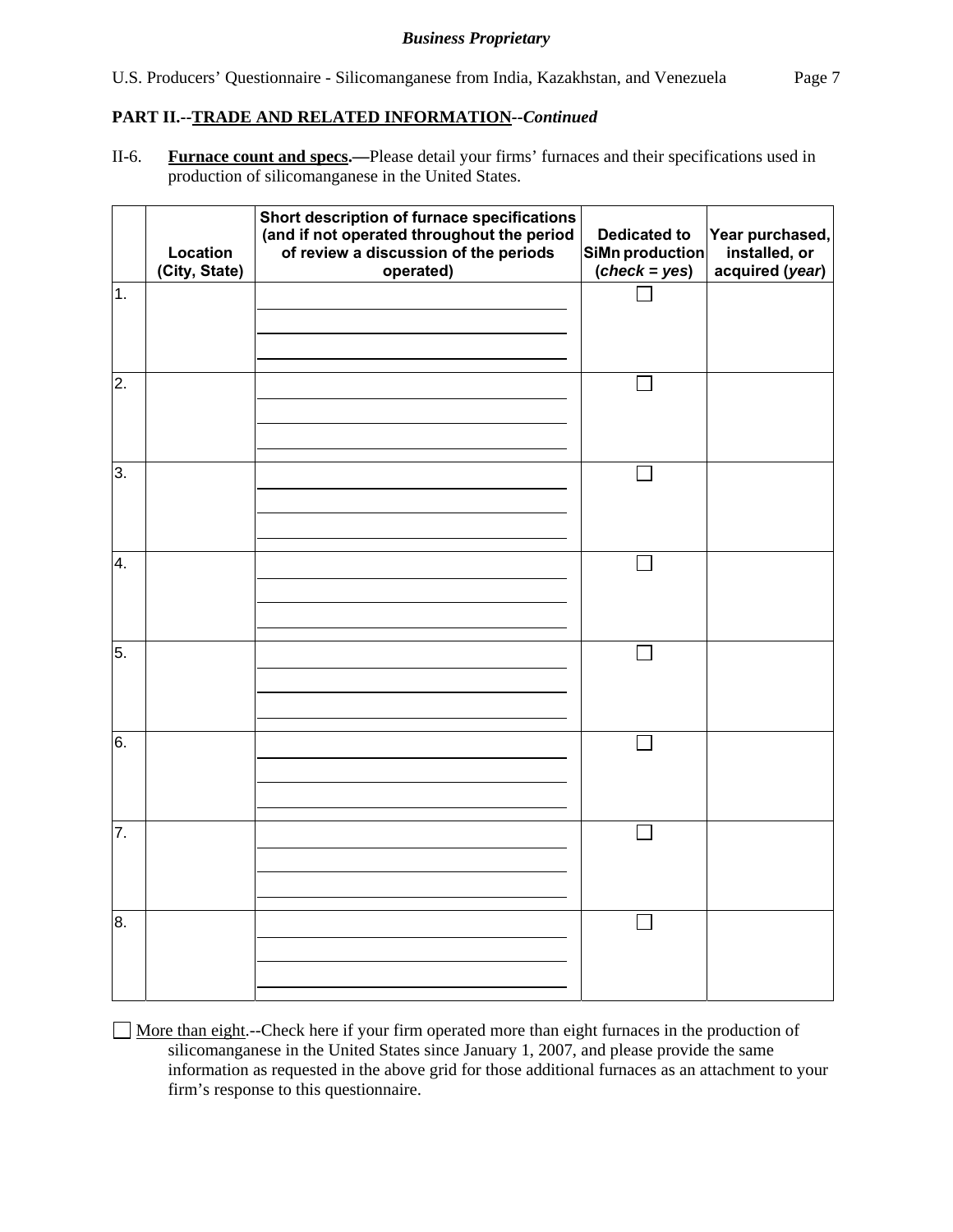**PART II.--TRADE AND RELATED INFORMATION--*Continued***

II-6. **Furnace count and specs.—**Please detail your firms' furnaces and their specifications used in production of silicomanganese in the United States.

| | Location (City, State) | Short description of furnace specifications (and if not operated throughout the period of review a discussion of the periods operated) | Dedicated to SiMn production (*check = yes*) | Year purchased, installed, or acquired (*year*) |
|---|---|---|---|---|
| 1. | | | ☐ | |
| 2. | | | ☐ | |
| 3. | | | ☐ | |
| 4. | | | ☐ | |
| 5. | | | ☐ | |
| 6. | | | ☐ | |
| 7. | | | ☐ | |
| 8. | | | ☐ | |

☐ More than eight.--Check here if your firm operated more than eight furnaces in the production of silicomanganese in the United States since January 1, 2007, and please provide the same information as requested in the above grid for those additional furnaces as an attachment to your firm's response to this questionnaire.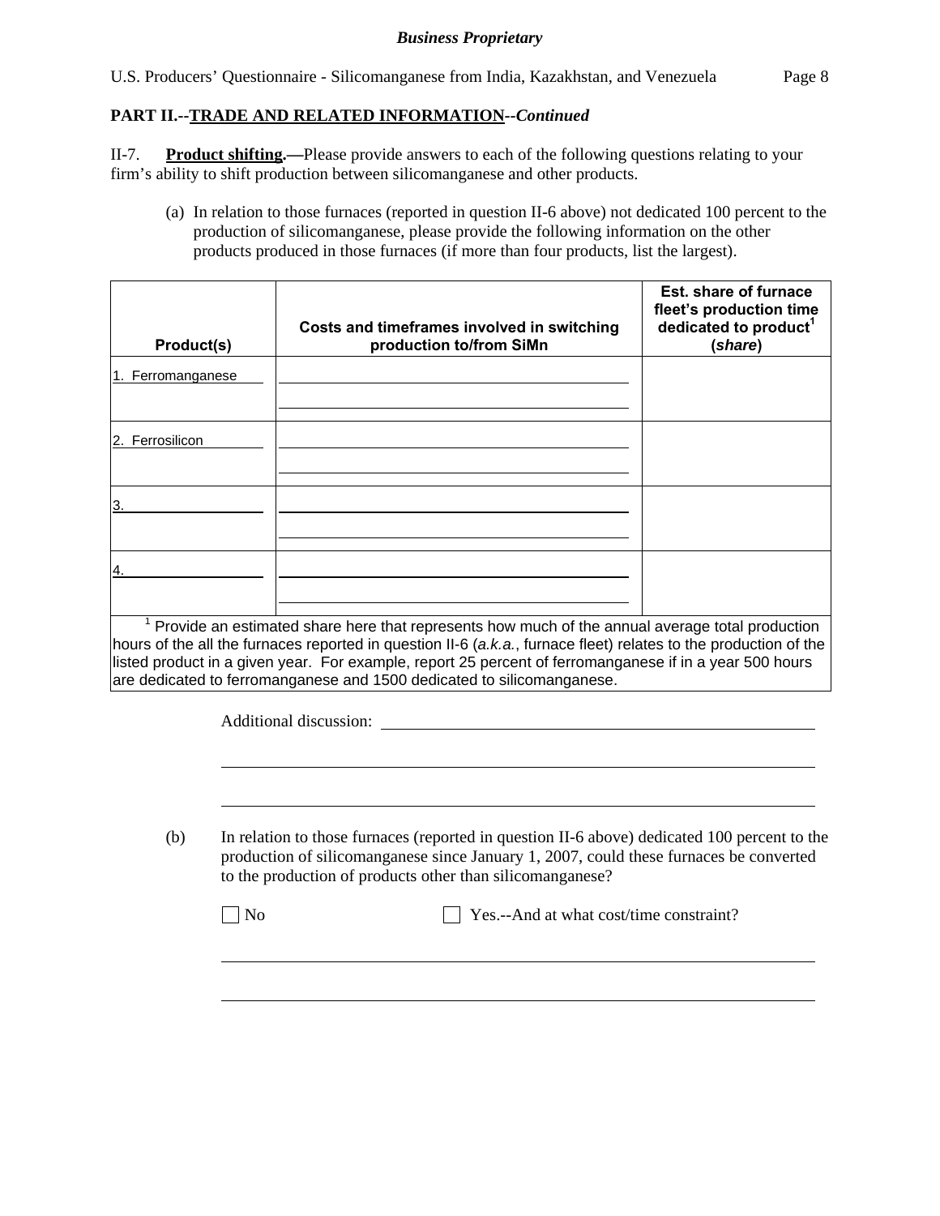**Business Proprietary**

U.S. Producers' Questionnaire - Silicomanganese from India, Kazakhstan, and Venezuela

**PART II.--TRADE AND RELATED INFORMATION--*Continued***

II-7. **Product shifting.—**Please provide answers to each of the following questions relating to your firm's ability to shift production between silicomanganese and other products.

(a) In relation to those furnaces (reported in question II-6 above) not dedicated 100 percent to the production of silicomanganese, please provide the following information on the other products produced in those furnaces (if more than four products, list the largest).

| Product(s) | Costs and timeframes involved in switching production to/from SiMn | Est. share of furnace fleet's production time dedicated to product[1] (*share*) |
|---|---|---|
| 1. Ferromanganese | | |
| 2. Ferrosilicon | | |
| 3. | | |
| 4. | | |

[1] Provide an estimated share here that represents how much of the annual average total production hours of the all the furnaces reported in question II-6 (*a.k.a.*, furnace fleet) relates to the production of the listed product in a given year. For example, report 25 percent of ferromanganese if in a year 500 hours are dedicated to ferromanganese and 1500 dedicated to silicomanganese.

Additional discussion: ______________________________

(b) In relation to those furnaces (reported in question II-6 above) dedicated 100 percent to the production of silicomanganese since January 1, 2007, could these furnaces be converted to the production of products other than silicomanganese?

☐ No ☐ Yes.--And at what cost/time constraint?

______________________________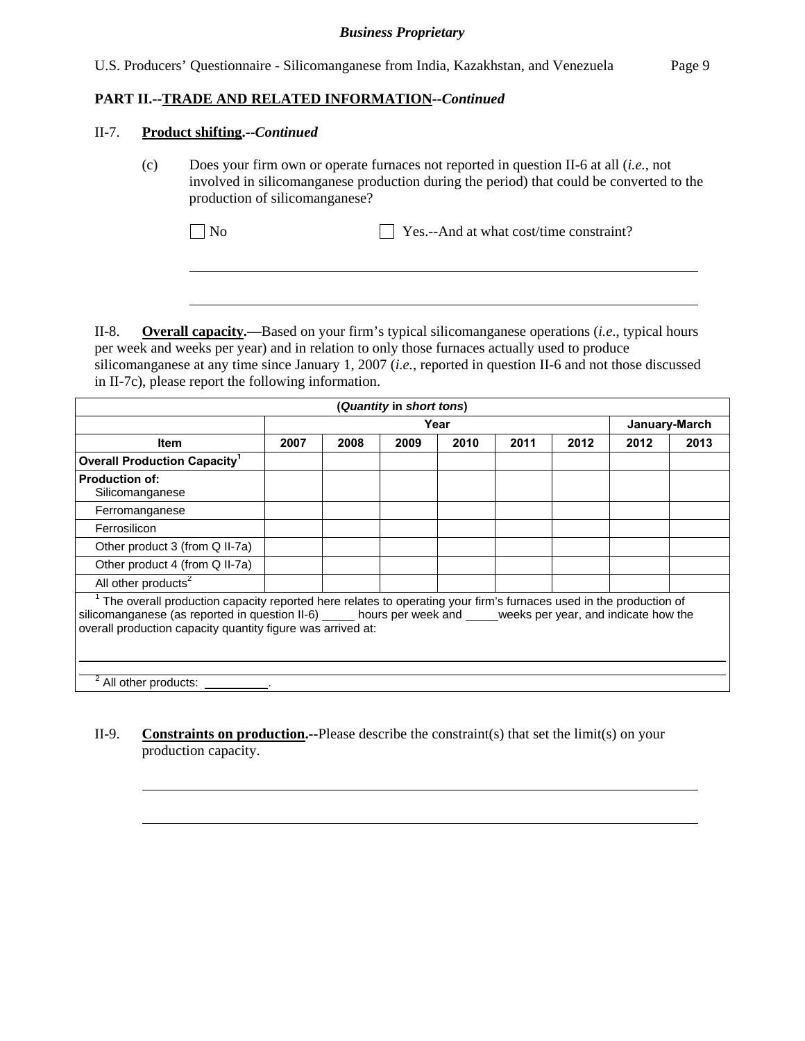## PART II.--TRADE AND RELATED INFORMATION--*Continued*

II-7. **Product shifting.--*Continued***

(c) Does your firm own or operate furnaces not reported in question II-6 at all (*i.e.*, not involved in silicomanganese production during the period) that could be converted to the production of silicomanganese?

☐ No ☐ Yes.--And at what cost/time constraint?

______________________________________________________________________

______________________________________________________________________

II-8. **Overall capacity.—**Based on your firm's typical silicomanganese operations (*i.e*., typical hours per week and weeks per year) and in relation to only those furnaces actually used to produce silicomanganese at any time since January 1, 2007 (*i.e.*, reported in question II-6 and not those discussed in II-7c), please report the following information.

| (*Quantity* in *short tons*) | | | | | | | | |
|---|---|---|---|---|---|---|---|---|
| | Year | | | | | | January-March | |
| Item | 2007 | 2008 | 2009 | 2010 | 2011 | 2012 | 2012 | 2013 |
| Overall Production Capacity[1] | | | | | | | | |
| Production of: Silicomanganese | | | | | | | | |
| Ferromanganese | | | | | | | | |
| Ferrosilicon | | | | | | | | |
| Other product 3 (from Q II-7a) | | | | | | | | |
| Other product 4 (from Q II-7a) | | | | | | | | |
| All other products[2] | | | | | | | | |

[1] The overall production capacity reported here relates to operating your firm's furnaces used in the production of silicomanganese (as reported in question II-6) _____ hours per week and _____weeks per year, and indicate how the overall production capacity quantity figure was arrived at:

______________________________________________________________________

[2] All other products: __________.

II-9. **Constraints on production.--**Please describe the constraint(s) that set the limit(s) on your production capacity.

______________________________________________________________________

______________________________________________________________________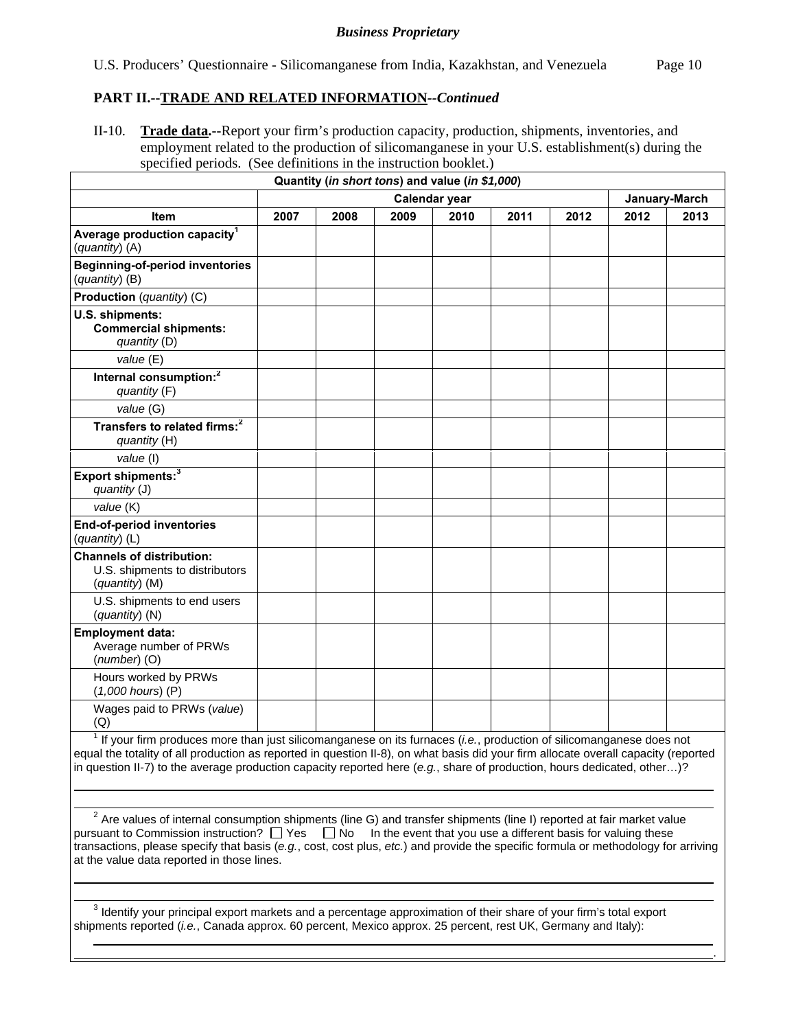*Business Proprietary*

U.S. Producers' Questionnaire - Silicomanganese from India, Kazakhstan, and Venezuela

## PART II.--TRADE AND RELATED INFORMATION--*Continued*

II-10. **Trade data.**--Report your firm's production capacity, production, shipments, inventories, and employment related to the production of silicomanganese in your U.S. establishment(s) during the specified periods. (See definitions in the instruction booklet.)

| Quantity (*in short tons*) and value (*in $1,000*) | | | | | | | | |
|---|---|---|---|---|---|---|---|---|
| | Calendar year | | | | | | January-March | |
| **Item** | **2007** | **2008** | **2009** | **2010** | **2011** | **2012** | **2012** | **2013** |
| **Average production capacity**[1] (*quantity*) (A) | | | | | | | | |
| **Beginning-of-period inventories** (*quantity*) (B) | | | | | | | | |
| **Production** (*quantity*) (C) | | | | | | | | |
| **U.S. shipments:** **Commercial shipments:** *quantity* (D) | | | | | | | | |
| *value* (E) | | | | | | | | |
| **Internal consumption:**[2] *quantity* (F) | | | | | | | | |
| *value* (G) | | | | | | | | |
| **Transfers to related firms:**[2] *quantity* (H) | | | | | | | | |
| *value* (I) | | | | | | | | |
| **Export shipments:**[3] *quantity* (J) | | | | | | | | |
| *value* (K) | | | | | | | | |
| **End-of-period inventories** (*quantity*) (L) | | | | | | | | |
| **Channels of distribution:** U.S. shipments to distributors (*quantity*) (M) | | | | | | | | |
| U.S. shipments to end users (*quantity*) (N) | | | | | | | | |
| **Employment data:** Average number of PRWs (*number*) (O) | | | | | | | | |
| Hours worked by PRWs (*1,000 hours*) (P) | | | | | | | | |
| Wages paid to PRWs (*value*) (Q) | | | | | | | | |

[1] If your firm produces more than just silicomanganese on its furnaces (*i.e.*, production of silicomanganese does not equal the totality of all production as reported in question II-8), on what basis did your firm allocate overall capacity (reported in question II-7) to the average production capacity reported here (*e.g.*, share of production, hours dedicated, other…)?

______________________________________________________________________________

______________________________________________________________________________

[2] Are values of internal consumption shipments (line G) and transfer shipments (line I) reported at fair market value pursuant to Commission instruction? ☐ Yes ☐ No In the event that you use a different basis for valuing these transactions, please specify that basis (*e.g.*, cost, cost plus, *etc.*) and provide the specific formula or methodology for arriving at the value data reported in those lines.

______________________________________________________________________________

______________________________________________________________________________

[3] Identify your principal export markets and a percentage approximation of their share of your firm's total export shipments reported (*i.e.*, Canada approx. 60 percent, Mexico approx. 25 percent, rest UK, Germany and Italy):

______________________________________________________________________________

______________________________________________________________________________.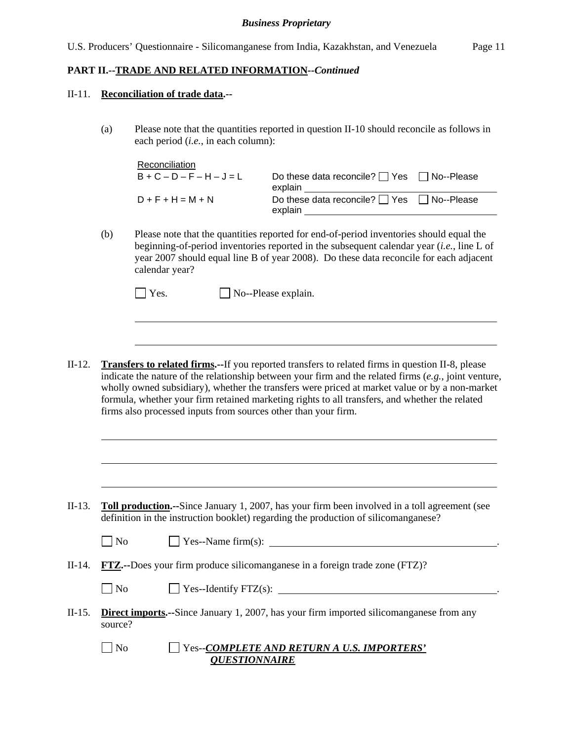**Business Proprietary**

**PART II.--TRADE AND RELATED INFORMATION--*Continued***

II-11. **Reconciliation of trade data.--**

(a) Please note that the quantities reported in question II-10 should reconcile as follows in each period (*i.e.*, in each column):

| Reconciliation | |
|---|---|
| B + C – D – F – H – J = L | Do these data reconcile? ☐ Yes ☐ No--Please explain ______________ |
| D + F + H = M + N | Do these data reconcile? ☐ Yes ☐ No--Please explain ______________ |

(b) Please note that the quantities reported for end-of-period inventories should equal the beginning-of-period inventories reported in the subsequent calendar year (*i.e.*, line L of year 2007 should equal line B of year 2008). Do these data reconcile for each adjacent calendar year?

☐ Yes. ☐ No--Please explain.

______________________________________________________________

______________________________________________________________

II-12. **Transfers to related firms.--**If you reported transfers to related firms in question II-8, please indicate the nature of the relationship between your firm and the related firms (*e.g.*, joint venture, wholly owned subsidiary), whether the transfers were priced at market value or by a non-market formula, whether your firm retained marketing rights to all transfers, and whether the related firms also processed inputs from sources other than your firm.

______________________________________________________________

______________________________________________________________

______________________________________________________________

II-13. **Toll production.--**Since January 1, 2007, has your firm been involved in a toll agreement (see definition in the instruction booklet) regarding the production of silicomanganese?

☐ No ☐ Yes--Name firm(s): ______________________________________.

II-14. **FTZ.--**Does your firm produce silicomanganese in a foreign trade zone (FTZ)?

☐ No ☐ Yes--Identify FTZ(s): ______________________________________.

II-15. **Direct imports.--**Since January 1, 2007, has your firm imported silicomanganese from any source?

☐ No ☐ Yes--***COMPLETE AND RETURN A U.S. IMPORTERS' QUESTIONNAIRE***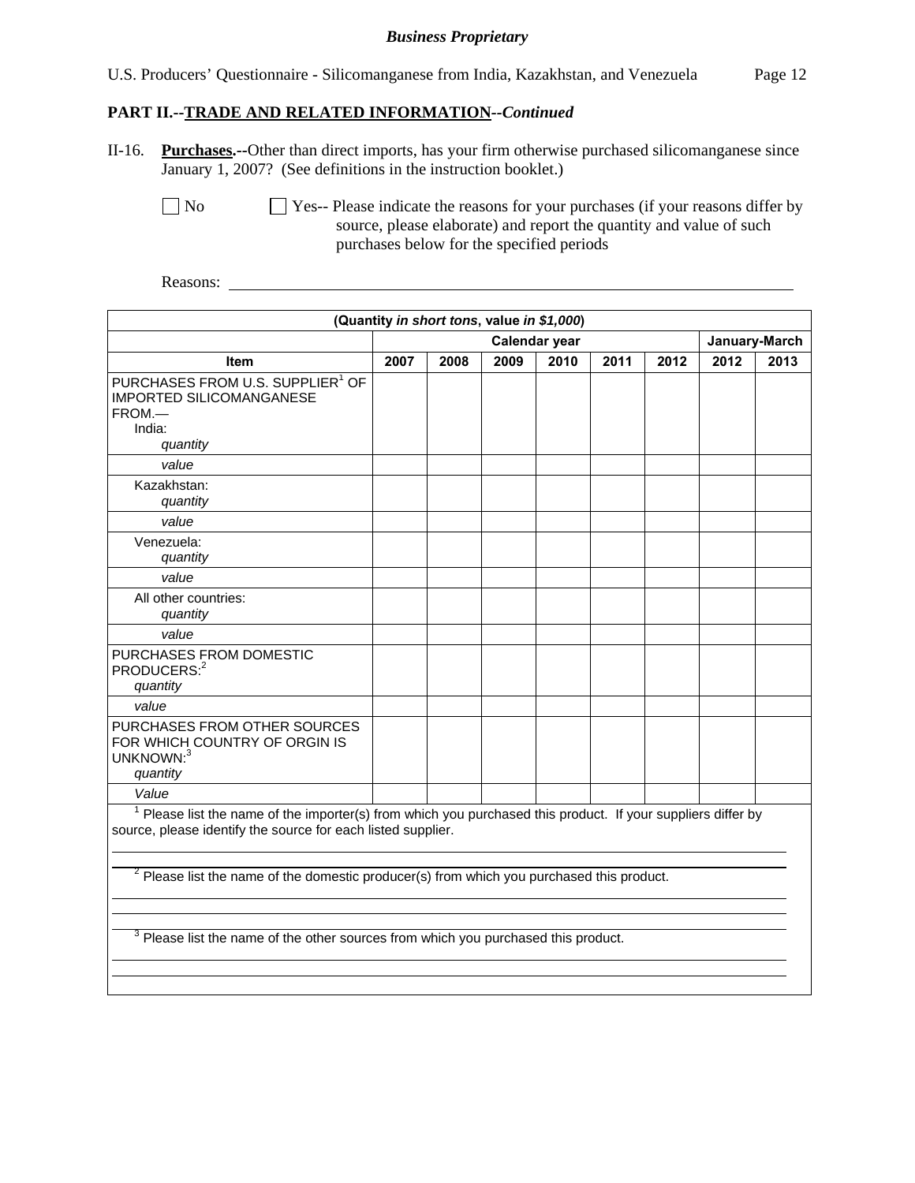**PART II.--TRADE AND RELATED INFORMATION--*Continued***

II-16. **Purchases.--**Other than direct imports, has your firm otherwise purchased silicomanganese since January 1, 2007? (See definitions in the instruction booklet.)

☐ No ☐ Yes-- Please indicate the reasons for your purchases (if your reasons differ by source, please elaborate) and report the quantity and value of such purchases below for the specified periods

Reasons: ______________________________________________________________

| (Quantity *in short tons*, value *in $1,000*) | | | | | | | | |
|---|---|---|---|---|---|---|---|---|
| | Calendar year | | | | | | January-March | |
| Item | 2007 | 2008 | 2009 | 2010 | 2011 | 2012 | 2012 | 2013 |
| PURCHASES FROM U.S. SUPPLIER[1] OF IMPORTED SILICOMANGANESE FROM.— India: *quantity* | | | | | | | | |
| *value* | | | | | | | | |
| Kazakhstan: *quantity* | | | | | | | | |
| *value* | | | | | | | | |
| Venezuela: *quantity* | | | | | | | | |
| *value* | | | | | | | | |
| All other countries: *quantity* | | | | | | | | |
| *value* | | | | | | | | |
| PURCHASES FROM DOMESTIC PRODUCERS:[2] *quantity* | | | | | | | | |
| *value* | | | | | | | | |
| PURCHASES FROM OTHER SOURCES FOR WHICH COUNTRY OF ORGIN IS UNKNOWN:[3] *quantity* | | | | | | | | |
| *Value* | | | | | | | | |

[1] Please list the name of the importer(s) from which you purchased this product. If your suppliers differ by source, please identify the source for each listed supplier.

______________________________________________________________

[2] Please list the name of the domestic producer(s) from which you purchased this product.

______________________________________________________________

[3] Please list the name of the other sources from which you purchased this product.

______________________________________________________________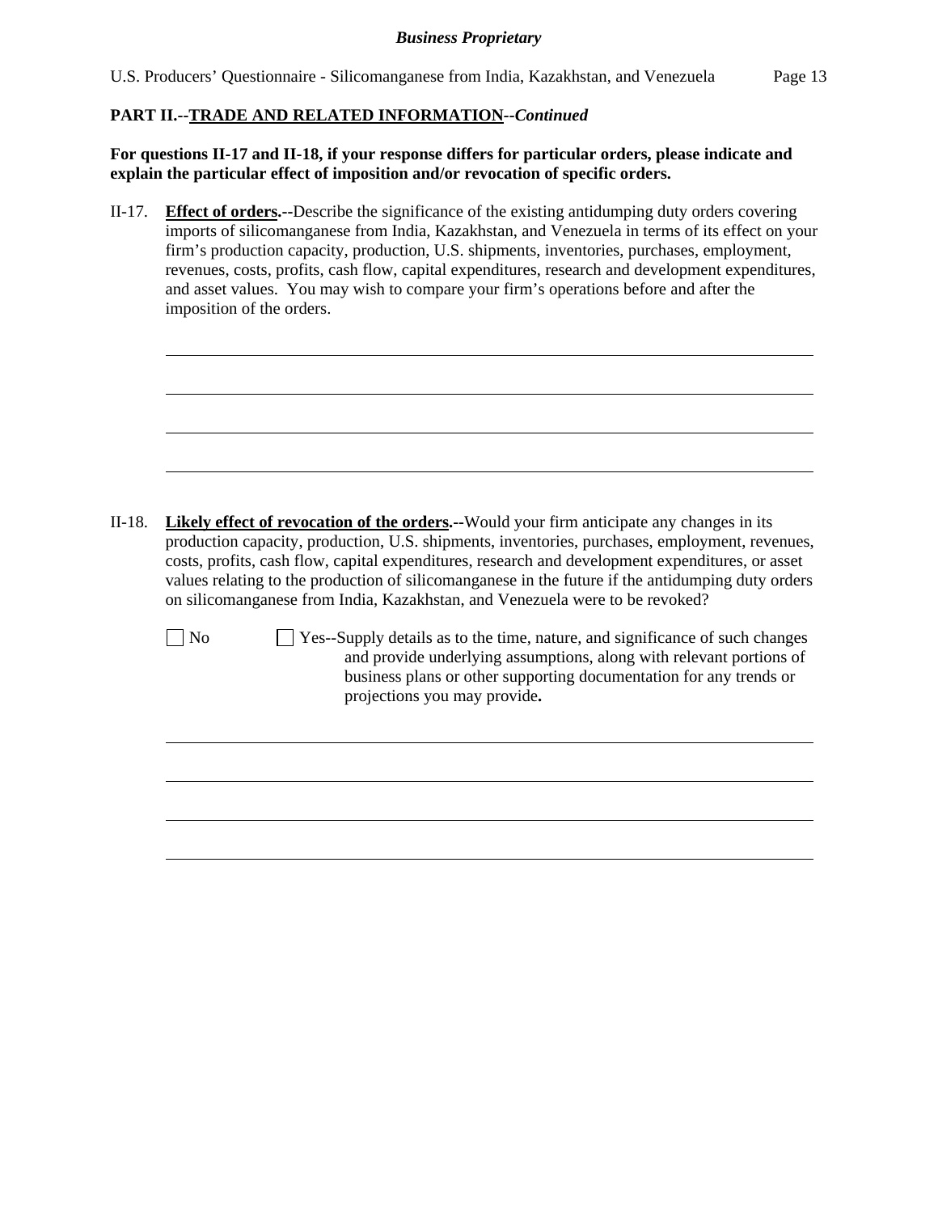**PART II.--TRADE AND RELATED INFORMATION--*Continued***

**For questions II-17 and II-18, if your response differs for particular orders, please indicate and explain the particular effect of imposition and/or revocation of specific orders.**

II-17. **Effect of orders.--**Describe the significance of the existing antidumping duty orders covering imports of silicomanganese from India, Kazakhstan, and Venezuela in terms of its effect on your firm's production capacity, production, U.S. shipments, inventories, purchases, employment, revenues, costs, profits, cash flow, capital expenditures, research and development expenditures, and asset values. You may wish to compare your firm's operations before and after the imposition of the orders.

\_\_\_\_\_\_\_\_\_\_\_\_\_\_\_\_\_\_\_\_\_\_\_\_\_\_\_\_\_\_\_\_\_\_\_\_\_\_\_\_\_\_\_\_\_\_\_\_\_\_\_\_\_\_\_\_\_\_\_\_\_\_\_\_

\_\_\_\_\_\_\_\_\_\_\_\_\_\_\_\_\_\_\_\_\_\_\_\_\_\_\_\_\_\_\_\_\_\_\_\_\_\_\_\_\_\_\_\_\_\_\_\_\_\_\_\_\_\_\_\_\_\_\_\_\_\_\_\_

\_\_\_\_\_\_\_\_\_\_\_\_\_\_\_\_\_\_\_\_\_\_\_\_\_\_\_\_\_\_\_\_\_\_\_\_\_\_\_\_\_\_\_\_\_\_\_\_\_\_\_\_\_\_\_\_\_\_\_\_\_\_\_\_

\_\_\_\_\_\_\_\_\_\_\_\_\_\_\_\_\_\_\_\_\_\_\_\_\_\_\_\_\_\_\_\_\_\_\_\_\_\_\_\_\_\_\_\_\_\_\_\_\_\_\_\_\_\_\_\_\_\_\_\_\_\_\_\_

II-18. **Likely effect of revocation of the orders.--**Would your firm anticipate any changes in its production capacity, production, U.S. shipments, inventories, purchases, employment, revenues, costs, profits, cash flow, capital expenditures, research and development expenditures, or asset values relating to the production of silicomanganese in the future if the antidumping duty orders on silicomanganese from India, Kazakhstan, and Venezuela were to be revoked?

☐ No

☐ Yes--Supply details as to the time, nature, and significance of such changes and provide underlying assumptions, along with relevant portions of business plans or other supporting documentation for any trends or projections you may provide**.**

\_\_\_\_\_\_\_\_\_\_\_\_\_\_\_\_\_\_\_\_\_\_\_\_\_\_\_\_\_\_\_\_\_\_\_\_\_\_\_\_\_\_\_\_\_\_\_\_\_\_\_\_\_\_\_\_\_\_\_\_\_\_\_\_

\_\_\_\_\_\_\_\_\_\_\_\_\_\_\_\_\_\_\_\_\_\_\_\_\_\_\_\_\_\_\_\_\_\_\_\_\_\_\_\_\_\_\_\_\_\_\_\_\_\_\_\_\_\_\_\_\_\_\_\_\_\_\_\_

\_\_\_\_\_\_\_\_\_\_\_\_\_\_\_\_\_\_\_\_\_\_\_\_\_\_\_\_\_\_\_\_\_\_\_\_\_\_\_\_\_\_\_\_\_\_\_\_\_\_\_\_\_\_\_\_\_\_\_\_\_\_\_\_

\_\_\_\_\_\_\_\_\_\_\_\_\_\_\_\_\_\_\_\_\_\_\_\_\_\_\_\_\_\_\_\_\_\_\_\_\_\_\_\_\_\_\_\_\_\_\_\_\_\_\_\_\_\_\_\_\_\_\_\_\_\_\_\_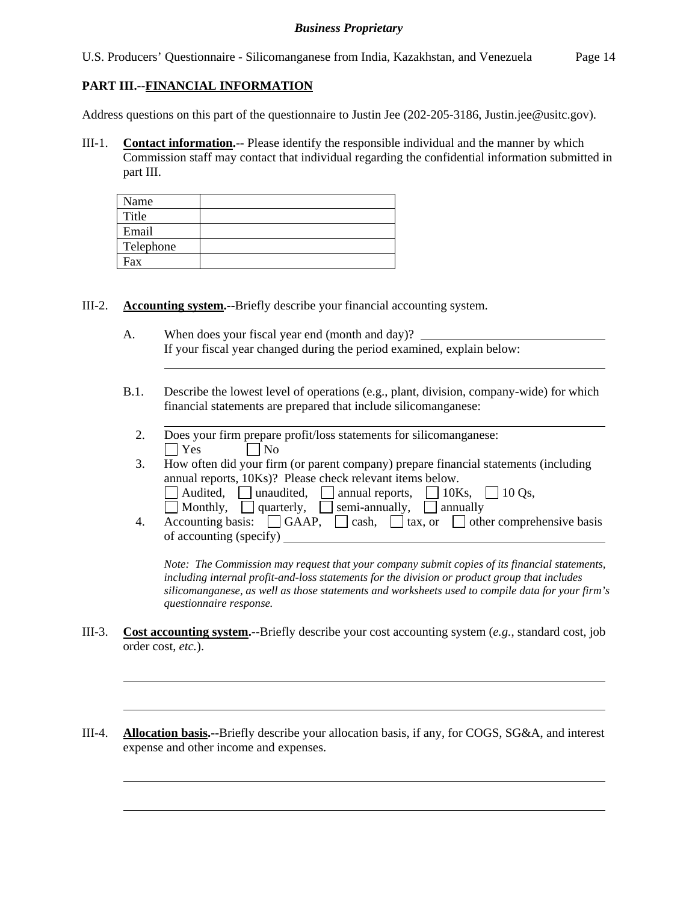## PART III.--FINANCIAL INFORMATION

Address questions on this part of the questionnaire to Justin Jee (202-205-3186, Justin.jee@usitc.gov).

III-1. **Contact information.**-- Please identify the responsible individual and the manner by which Commission staff may contact that individual regarding the confidential information submitted in part III.

| Name | |
|---|---|
| Title | |
| Email | |
| Telephone | |
| Fax | |

III-2. **Accounting system.**--Briefly describe your financial accounting system.

A. When does your fiscal year end (month and day)? ______________________
If your fiscal year changed during the period examined, explain below:
______________________________________________________________

B.1. Describe the lowest level of operations (e.g., plant, division, company-wide) for which financial statements are prepared that include silicomanganese:
______________________________________________________________

2. Does your firm prepare profit/loss statements for silicomanganese:
☐ Yes ☐ No

3. How often did your firm (or parent company) prepare financial statements (including annual reports, 10Ks)? Please check relevant items below.
☐ Audited, ☐ unaudited, ☐ annual reports, ☐ 10Ks, ☐ 10 Qs,
☐ Monthly, ☐ quarterly, ☐ semi-annually, ☐ annually

4. Accounting basis: ☐ GAAP, ☐ cash, ☐ tax, or ☐ other comprehensive basis of accounting (specify) ______________________

*Note: The Commission may request that your company submit copies of its financial statements, including internal profit-and-loss statements for the division or product group that includes silicomanganese, as well as those statements and worksheets used to compile data for your firm's questionnaire response.*

III-3. **Cost accounting system.**--Briefly describe your cost accounting system (*e.g.*, standard cost, job order cost, *etc.*).

______________________________________________________________

______________________________________________________________

III-4. **Allocation basis.**--Briefly describe your allocation basis, if any, for COGS, SG&A, and interest expense and other income and expenses.

______________________________________________________________

______________________________________________________________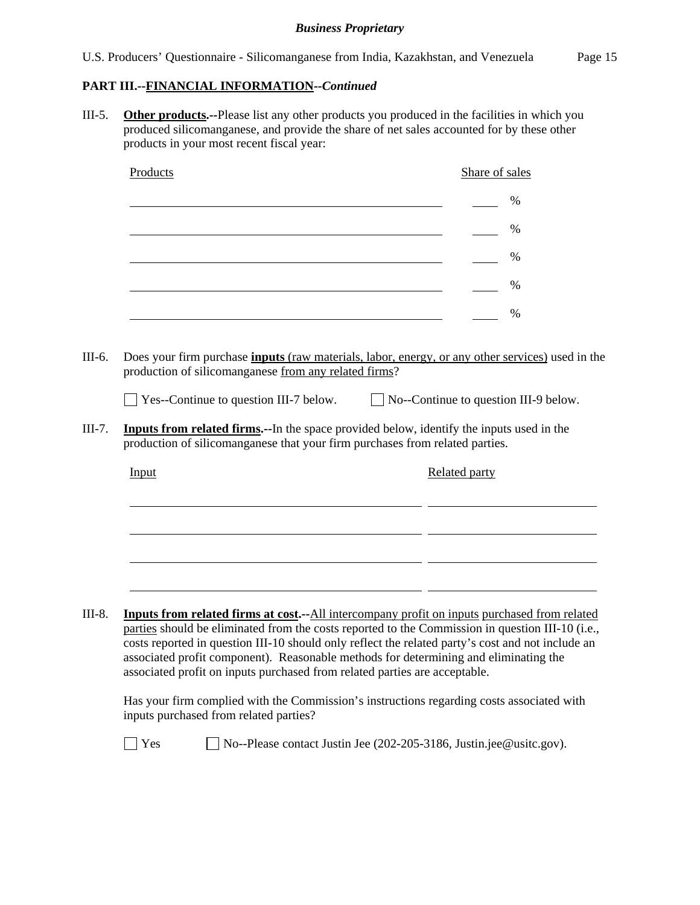**PART III.--FINANCIAL INFORMATION--*Continued***

III-5. **Other products.--**Please list any other products you produced in the facilities in which you produced silicomanganese, and provide the share of net sales accounted for by these other products in your most recent fiscal year:

| Products | Share of sales |
|---|---|
| | % |
| | % |
| | % |
| | % |
| | % |

III-6. Does your firm purchase **inputs** (raw materials, labor, energy, or any other services) used in the production of silicomanganese from any related firms?

☐ Yes--Continue to question III-7 below. ☐ No--Continue to question III-9 below.

III-7. **Inputs from related firms.--**In the space provided below, identify the inputs used in the production of silicomanganese that your firm purchases from related parties.

| Input | Related party |
|---|---|
| | |
| | |
| | |
| | |

III-8. **Inputs from related firms at cost.--**All intercompany profit on inputs purchased from related parties should be eliminated from the costs reported to the Commission in question III-10 (i.e., costs reported in question III-10 should only reflect the related party's cost and not include an associated profit component). Reasonable methods for determining and eliminating the associated profit on inputs purchased from related parties are acceptable.

Has your firm complied with the Commission's instructions regarding costs associated with inputs purchased from related parties?

☐ Yes ☐ No--Please contact Justin Jee (202-205-3186, Justin.jee@usitc.gov).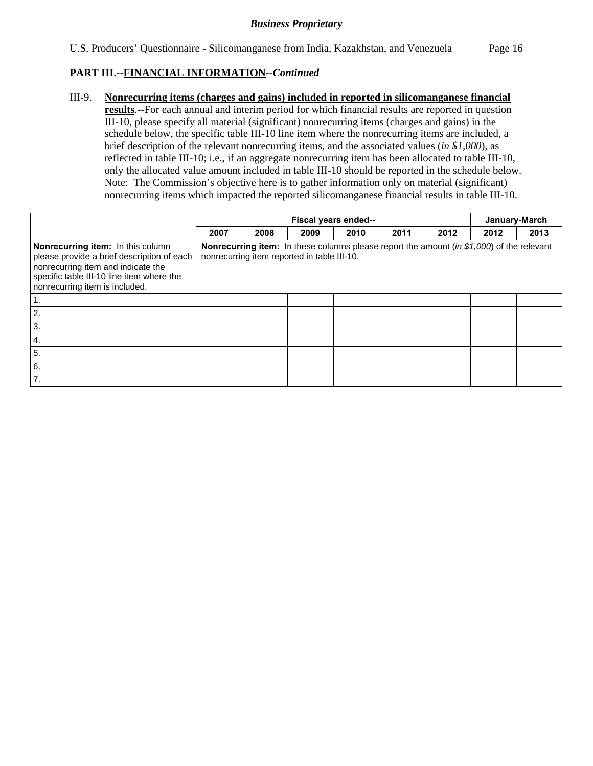*Business Proprietary*

## PART III.--FINANCIAL INFORMATION--*Continued*

III-9. **Nonrecurring items (charges and gains) included in reported in silicomanganese financial results**.--For each annual and interim period for which financial results are reported in question III-10, please specify all material (significant) nonrecurring items (charges and gains) in the schedule below, the specific table III-10 line item where the nonrecurring items are included, a brief description of the relevant nonrecurring items, and the associated values (*in $1,000*), as reflected in table III-10; i.e., if an aggregate nonrecurring item has been allocated to table III-10, only the allocated value amount included in table III-10 should be reported in the schedule below. Note: The Commission's objective here is to gather information only on material (significant) nonrecurring items which impacted the reported silicomanganese financial results in table III-10.

| | Fiscal years ended-- | | | | | | January-March | |
|---|---|---|---|---|---|---|---|---|
| | 2007 | 2008 | 2009 | 2010 | 2011 | 2012 | 2012 | 2013 |
| **Nonrecurring item:** In this column please provide a brief description of each nonrecurring item and indicate the specific table III-10 line item where the nonrecurring item is included. | **Nonrecurring item:** In these columns please report the amount (*in $1,000*) of the relevant nonrecurring item reported in table III-10. | | | | | | | |
| 1. | | | | | | | | |
| 2. | | | | | | | | |
| 3. | | | | | | | | |
| 4. | | | | | | | | |
| 5. | | | | | | | | |
| 6. | | | | | | | | |
| 7. | | | | | | | | |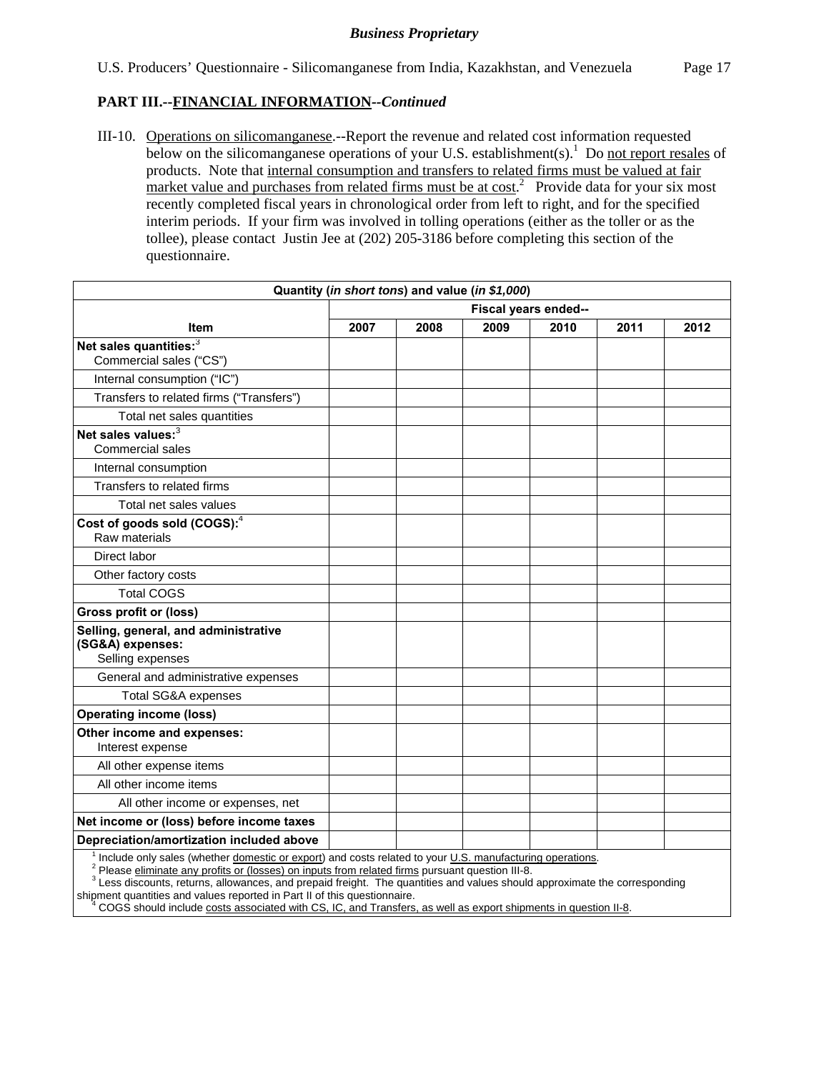## PART III.--FINANCIAL INFORMATION--*Continued*

III-10. Operations on silicomanganese.--Report the revenue and related cost information requested below on the silicomanganese operations of your U.S. establishment(s).[1] Do not report resales of products. Note that internal consumption and transfers to related firms must be valued at fair market value and purchases from related firms must be at cost.[2] Provide data for your six most recently completed fiscal years in chronological order from left to right, and for the specified interim periods. If your firm was involved in tolling operations (either as the toller or as the tollee), please contact Justin Jee at (202) 205-3186 before completing this section of the questionnaire.

| Quantity (*in short tons*) and value (*in $1,000*) | | | | | | |
|---|---|---|---|---|---|---|
| | Fiscal years ended-- | | | | | |
| **Item** | **2007** | **2008** | **2009** | **2010** | **2011** | **2012** |
| **Net sales quantities:**[3] Commercial sales ("CS") | | | | | | |
| Internal consumption ("IC") | | | | | | |
| Transfers to related firms ("Transfers") | | | | | | |
| Total net sales quantities | | | | | | |
| **Net sales values:**[3] Commercial sales | | | | | | |
| Internal consumption | | | | | | |
| Transfers to related firms | | | | | | |
| Total net sales values | | | | | | |
| **Cost of goods sold (COGS):**[4] Raw materials | | | | | | |
| Direct labor | | | | | | |
| Other factory costs | | | | | | |
| Total COGS | | | | | | |
| **Gross profit or (loss)** | | | | | | |
| **Selling, general, and administrative (SG&A) expenses:** Selling expenses | | | | | | |
| General and administrative expenses | | | | | | |
| Total SG&A expenses | | | | | | |
| **Operating income (loss)** | | | | | | |
| **Other income and expenses:** Interest expense | | | | | | |
| All other expense items | | | | | | |
| All other income items | | | | | | |
| All other income or expenses, net | | | | | | |
| **Net income or (loss) before income taxes** | | | | | | |
| **Depreciation/amortization included above** | | | | | | |

[1] Include only sales (whether domestic or export) and costs related to your U.S. manufacturing operations.
[2] Please eliminate any profits or (losses) on inputs from related firms pursuant question III-8.
[3] Less discounts, returns, allowances, and prepaid freight. The quantities and values should approximate the corresponding shipment quantities and values reported in Part II of this questionnaire.
[4] COGS should include costs associated with CS, IC, and Transfers, as well as export shipments in question II-8.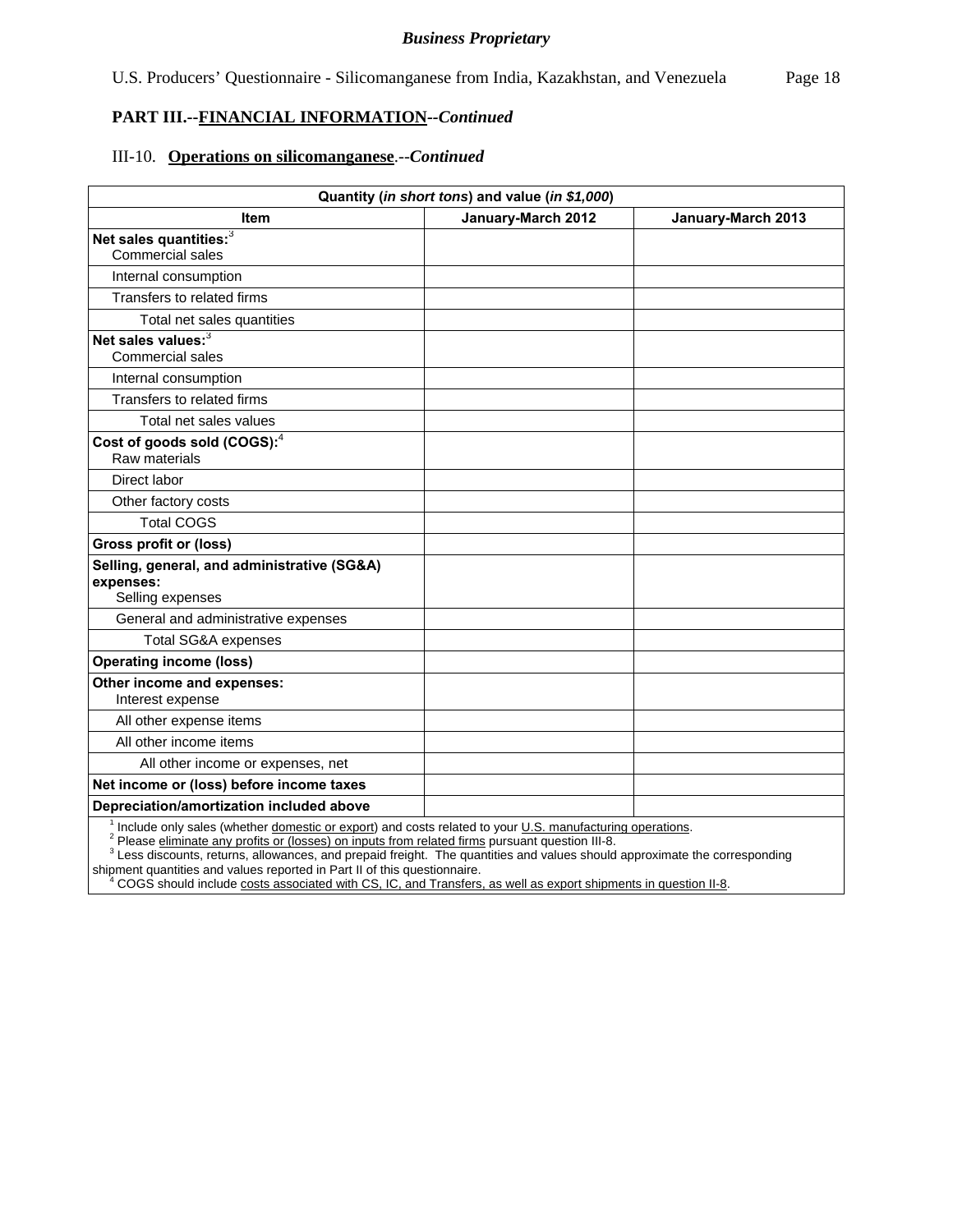*Business Proprietary*

U.S. Producers' Questionnaire - Silicomanganese from India, Kazakhstan, and Venezuela

## PART III.--FINANCIAL INFORMATION--*Continued*

### III-10. **Operations on silicomanganese**.--*Continued*

| Quantity (*in short tons*) and value (*in $1,000*) | | |
|---|---|---|
| **Item** | **January-March 2012** | **January-March 2013** |
| **Net sales quantities:**[3] Commercial sales | | |
| Internal consumption | | |
| Transfers to related firms | | |
| Total net sales quantities | | |
| **Net sales values:**[3] Commercial sales | | |
| Internal consumption | | |
| Transfers to related firms | | |
| Total net sales values | | |
| **Cost of goods sold (COGS):**[4] Raw materials | | |
| Direct labor | | |
| Other factory costs | | |
| Total COGS | | |
| **Gross profit or (loss)** | | |
| **Selling, general, and administrative (SG&A) expenses:** Selling expenses | | |
| General and administrative expenses | | |
| Total SG&A expenses | | |
| **Operating income (loss)** | | |
| **Other income and expenses:** Interest expense | | |
| All other expense items | | |
| All other income items | | |
| All other income or expenses, net | | |
| **Net income or (loss) before income taxes** | | |
| **Depreciation/amortization included above** | | |

[1] Include only sales (whether domestic or export) and costs related to your U.S. manufacturing operations.
[2] Please eliminate any profits or (losses) on inputs from related firms pursuant question III-8.
[3] Less discounts, returns, allowances, and prepaid freight. The quantities and values should approximate the corresponding shipment quantities and values reported in Part II of this questionnaire.
[4] COGS should include costs associated with CS, IC, and Transfers, as well as export shipments in question II-8.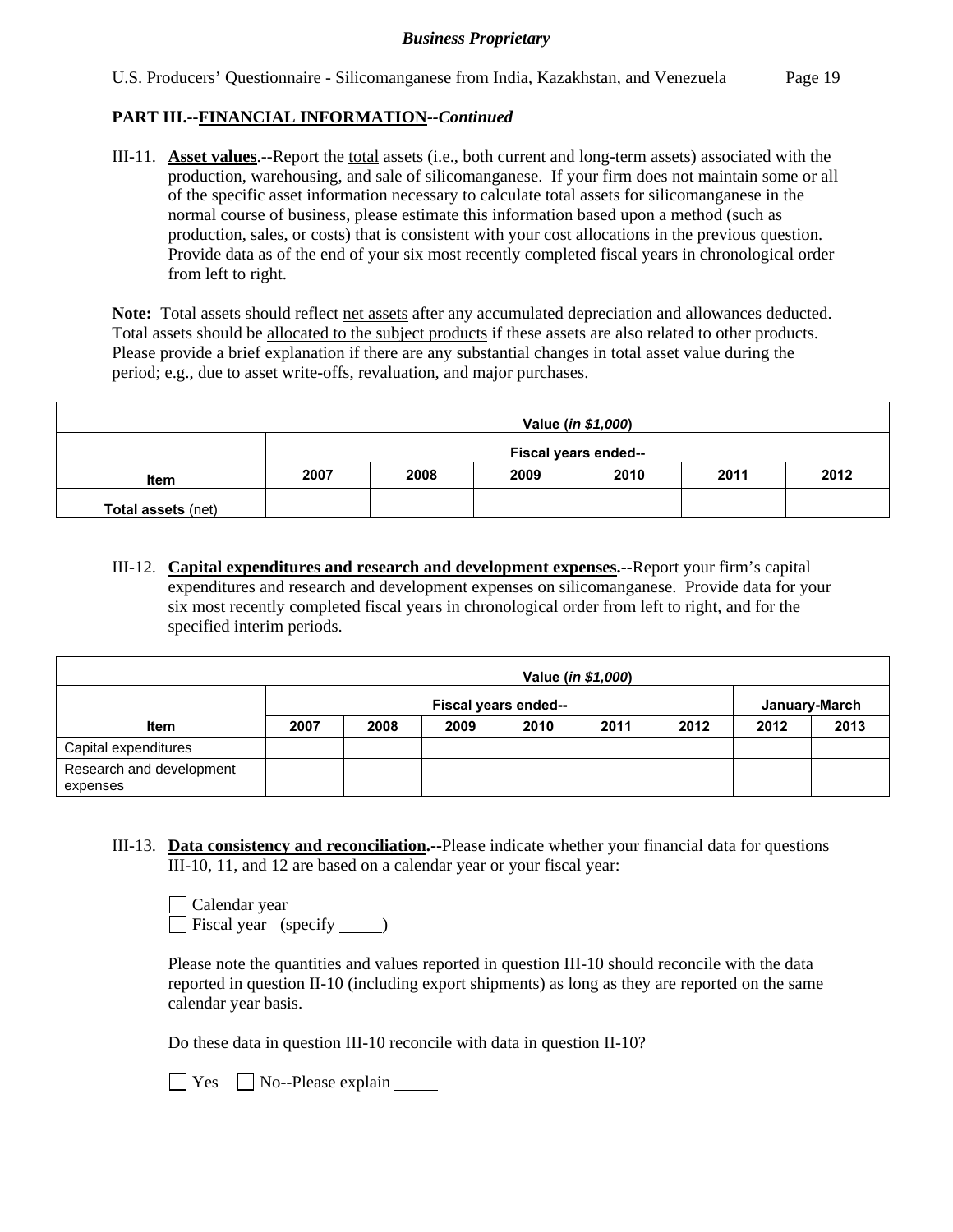**PART III.--FINANCIAL INFORMATION--*Continued***

III-11. **Asset values**.--Report the total assets (i.e., both current and long-term assets) associated with the production, warehousing, and sale of silicomanganese. If your firm does not maintain some or all of the specific asset information necessary to calculate total assets for silicomanganese in the normal course of business, please estimate this information based upon a method (such as production, sales, or costs) that is consistent with your cost allocations in the previous question. Provide data as of the end of your six most recently completed fiscal years in chronological order from left to right.

**Note:** Total assets should reflect net assets after any accumulated depreciation and allowances deducted. Total assets should be allocated to the subject products if these assets are also related to other products. Please provide a brief explanation if there are any substantial changes in total asset value during the period; e.g., due to asset write-offs, revaluation, and major purchases.

| | Value (*in $1,000*) | | | | | |
|---|---|---|---|---|---|---|
| | Fiscal years ended-- | | | | | |
| **Item** | **2007** | **2008** | **2009** | **2010** | **2011** | **2012** |
| **Total assets** (net) | | | | | | |

III-12. **Capital expenditures and research and development expenses.**--Report your firm's capital expenditures and research and development expenses on silicomanganese. Provide data for your six most recently completed fiscal years in chronological order from left to right, and for the specified interim periods.

| | Value (*in $1,000*) | | | | | | | |
|---|---|---|---|---|---|---|---|---|
| | Fiscal years ended-- | | | | | | January-March | |
| **Item** | **2007** | **2008** | **2009** | **2010** | **2011** | **2012** | **2012** | **2013** |
| Capital expenditures | | | | | | | | |
| Research and development expenses | | | | | | | | |

III-13. **Data consistency and reconciliation.**--Please indicate whether your financial data for questions III-10, 11, and 12 are based on a calendar year or your fiscal year:

☐ Calendar year
☐ Fiscal year (specify \_\_\_\_\_)

Please note the quantities and values reported in question III-10 should reconcile with the data reported in question II-10 (including export shipments) as long as they are reported on the same calendar year basis.

Do these data in question III-10 reconcile with data in question II-10?

☐ Yes ☐ No--Please explain \_\_\_\_\_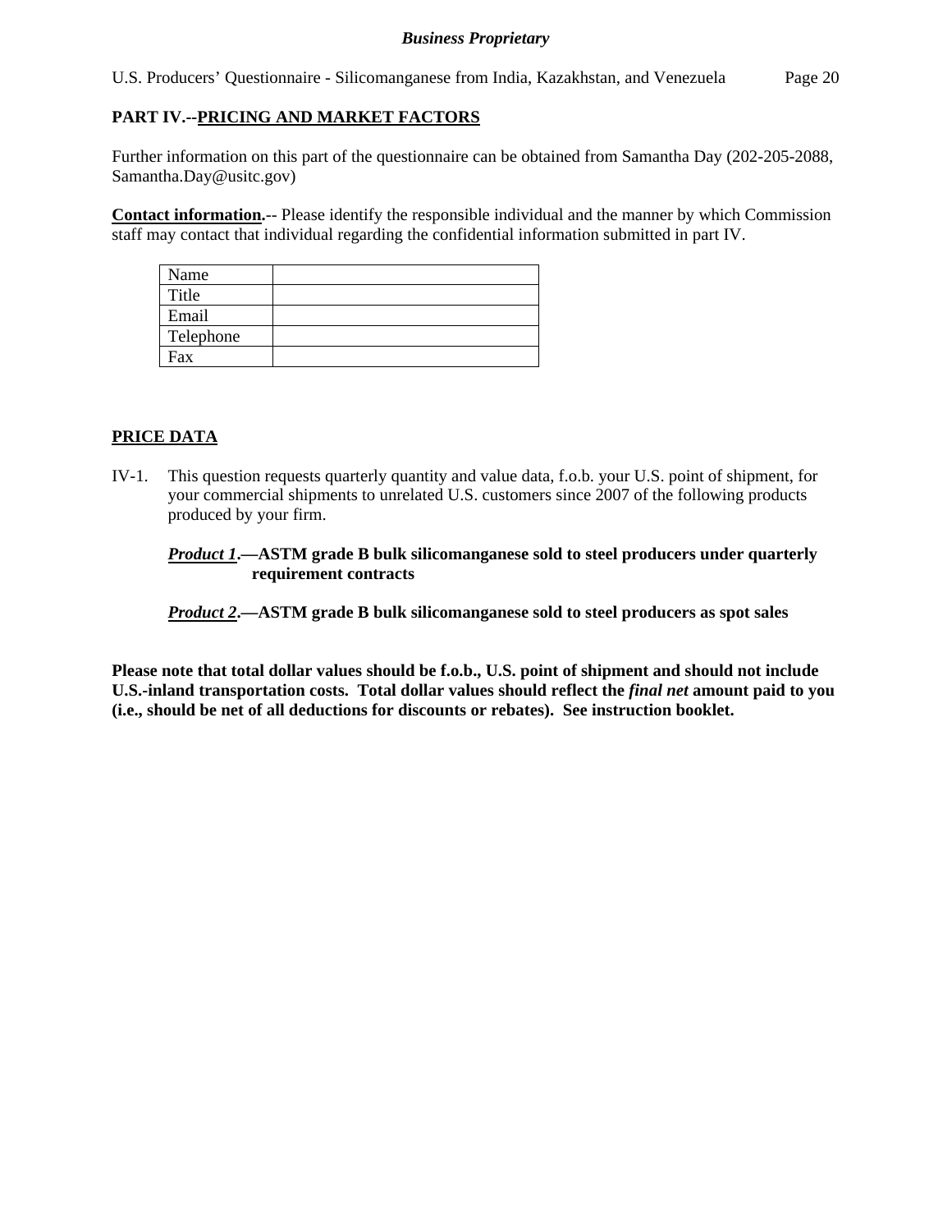## PART IV.--PRICING AND MARKET FACTORS

Further information on this part of the questionnaire can be obtained from Samantha Day (202-205-2088, Samantha.Day@usitc.gov)

**Contact information**.-- Please identify the responsible individual and the manner by which Commission staff may contact that individual regarding the confidential information submitted in part IV.

| Name | |
|---|---|
| Title | |
| Email | |
| Telephone | |
| Fax | |

### PRICE DATA

IV-1. This question requests quarterly quantity and value data, f.o.b. your U.S. point of shipment, for your commercial shipments to unrelated U.S. customers since 2007 of the following products produced by your firm.

***Product 1*.—ASTM grade B bulk silicomanganese sold to steel producers under quarterly requirement contracts**

***Product 2*.—ASTM grade B bulk silicomanganese sold to steel producers as spot sales**

**Please note that total dollar values should be f.o.b., U.S. point of shipment and should not include U.S.-inland transportation costs. Total dollar values should reflect the *final net* amount paid to you (i.e., should be net of all deductions for discounts or rebates). See instruction booklet.**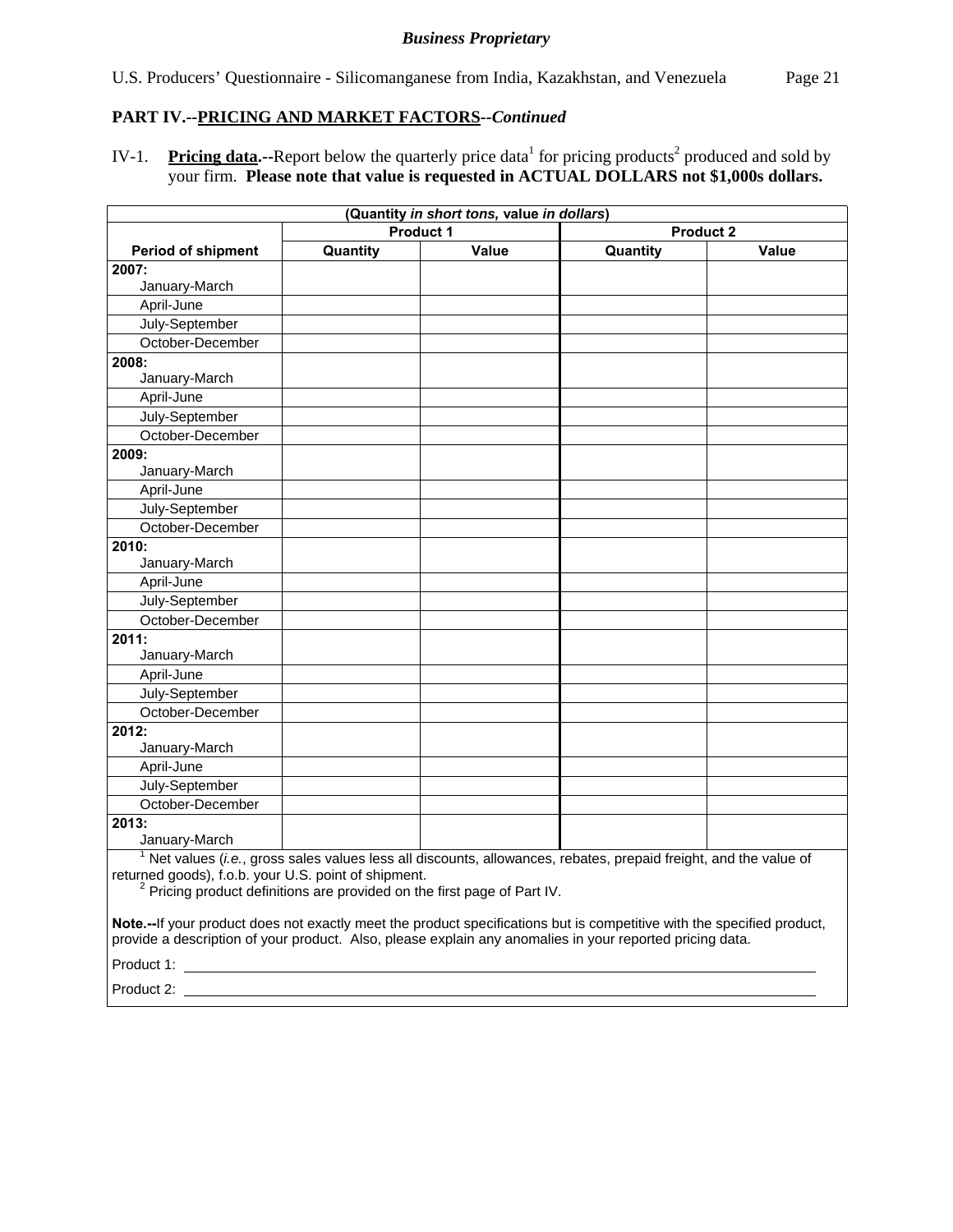**Business Proprietary**

U.S. Producers' Questionnaire - Silicomanganese from India, Kazakhstan, and Venezuela

## PART IV.--PRICING AND MARKET FACTORS--*Continued*

IV-1. **Pricing data.--**Report below the quarterly price data[1] for pricing products[2] produced and sold by your firm. **Please note that value is requested in ACTUAL DOLLARS not $1,000s dollars.**

| (Quantity *in short tons,* value *in dollars*) | | | | |
|---|---|---|---|---|
| | Product 1 | | Product 2 | |
| **Period of shipment** | **Quantity** | **Value** | **Quantity** | **Value** |
| **2007:** January-March | | | | |
| April-June | | | | |
| July-September | | | | |
| October-December | | | | |
| **2008:** January-March | | | | |
| April-June | | | | |
| July-September | | | | |
| October-December | | | | |
| **2009:** January-March | | | | |
| April-June | | | | |
| July-September | | | | |
| October-December | | | | |
| **2010:** January-March | | | | |
| April-June | | | | |
| July-September | | | | |
| October-December | | | | |
| **2011:** January-March | | | | |
| April-June | | | | |
| July-September | | | | |
| October-December | | | | |
| **2012:** January-March | | | | |
| April-June | | | | |
| July-September | | | | |
| October-December | | | | |
| **2013:** January-March | | | | |

[1] Net values (*i.e.*, gross sales values less all discounts, allowances, rebates, prepaid freight, and the value of returned goods), f.o.b. your U.S. point of shipment.

[2] Pricing product definitions are provided on the first page of Part IV.

**Note.--**If your product does not exactly meet the product specifications but is competitive with the specified product, provide a description of your product. Also, please explain any anomalies in your reported pricing data.

Product 1: ____________________

Product 2: ____________________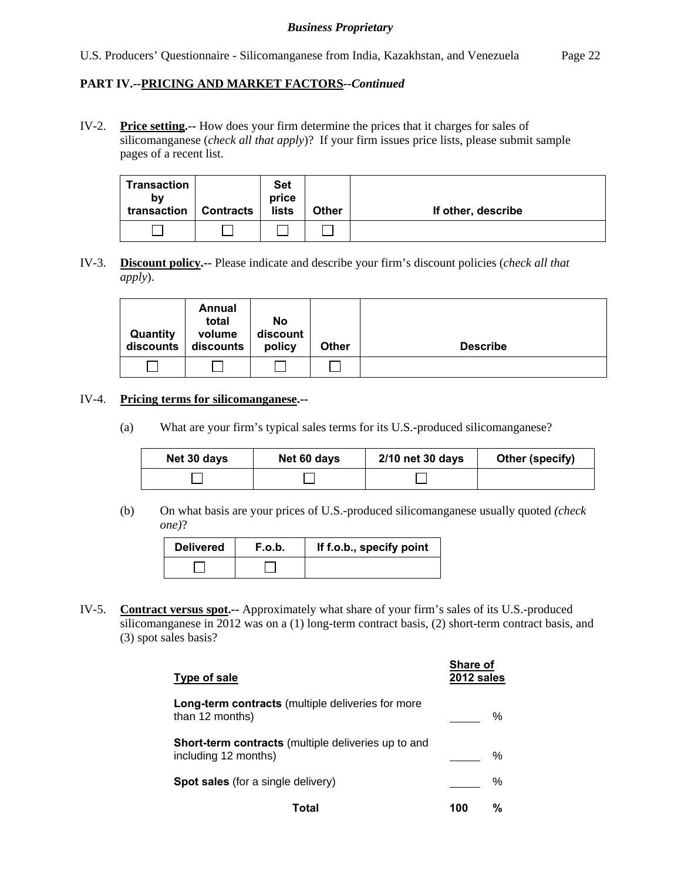**PART IV.--PRICING AND MARKET FACTORS**--*Continued*

IV-2. **Price setting.--** How does your firm determine the prices that it charges for sales of silicomanganese (*check all that apply*)? If your firm issues price lists, please submit sample pages of a recent list.

| Transaction by transaction | Contracts | Set price lists | Other | If other, describe |
|---|---|---|---|---|
| ☐ | ☐ | ☐ | ☐ | |

IV-3. **Discount policy.--** Please indicate and describe your firm's discount policies (*check all that apply*).

| Quantity discounts | Annual total volume discounts | No discount policy | Other | Describe |
|---|---|---|---|---|
| ☐ | ☐ | ☐ | ☐ | |

IV-4. **Pricing terms for silicomanganese.--**

(a) What are your firm's typical sales terms for its U.S.-produced silicomanganese?

| Net 30 days | Net 60 days | 2/10 net 30 days | Other (specify) |
|---|---|---|---|
| ☐ | ☐ | ☐ | |

(b) On what basis are your prices of U.S.-produced silicomanganese usually quoted *(check one)*?

| Delivered | F.o.b. | If f.o.b., specify point |
|---|---|---|
| ☐ | ☐ | |

IV-5. **Contract versus spot.--** Approximately what share of your firm's sales of its U.S.-produced silicomanganese in 2012 was on a (1) long-term contract basis, (2) short-term contract basis, and (3) spot sales basis?

| Type of sale | Share of 2012 sales |
|---|---|
| **Long-term contracts** (multiple deliveries for more than 12 months) | ____ % |
| **Short-term contracts** (multiple deliveries up to and including 12 months) | ____ % |
| **Spot sales** (for a single delivery) | ____ % |
| **Total** | **100 %** |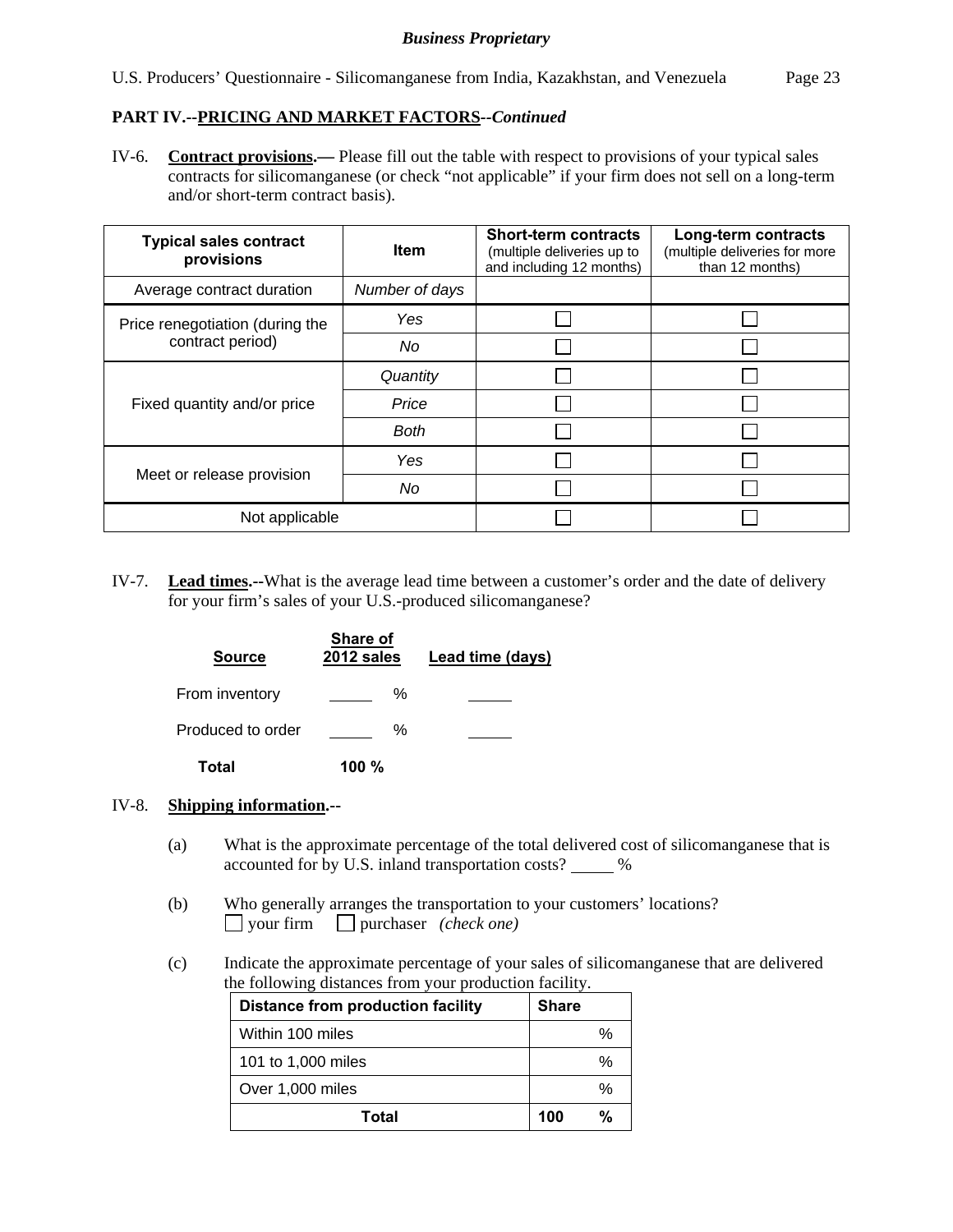**Business Proprietary**

## PART IV.--PRICING AND MARKET FACTORS--*Continued*

IV-6. **Contract provisions.—** Please fill out the table with respect to provisions of your typical sales contracts for silicomanganese (or check "not applicable" if your firm does not sell on a long-term and/or short-term contract basis).

| Typical sales contract provisions | Item | Short-term contracts (multiple deliveries up to and including 12 months) | Long-term contracts (multiple deliveries for more than 12 months) |
|---|---|---|---|
| Average contract duration | *Number of days* | | |
| Price renegotiation (during the contract period) | *Yes* | ☐ | ☐ |
| | *No* | ☐ | ☐ |
| Fixed quantity and/or price | *Quantity* | ☐ | ☐ |
| | *Price* | ☐ | ☐ |
| | *Both* | ☐ | ☐ |
| Meet or release provision | *Yes* | ☐ | ☐ |
| | *No* | ☐ | ☐ |
| Not applicable | | ☐ | ☐ |

IV-7. **Lead times.--**What is the average lead time between a customer's order and the date of delivery for your firm's sales of your U.S.-produced silicomanganese?

| Source | Share of 2012 sales | Lead time (days) |
|---|---|---|
| From inventory | ____ % | ____ |
| Produced to order | ____ % | ____ |
| **Total** | **100 %** | |

IV-8. **Shipping information.--**

(a) What is the approximate percentage of the total delivered cost of silicomanganese that is accounted for by U.S. inland transportation costs? ____ %

(b) Who generally arranges the transportation to your customers' locations?
☐ your firm ☐ purchaser *(check one)*

(c) Indicate the approximate percentage of your sales of silicomanganese that are delivered the following distances from your production facility.

| Distance from production facility | Share |
|---|---|
| Within 100 miles | % |
| 101 to 1,000 miles | % |
| Over 1,000 miles | % |
| **Total** | **100 %** |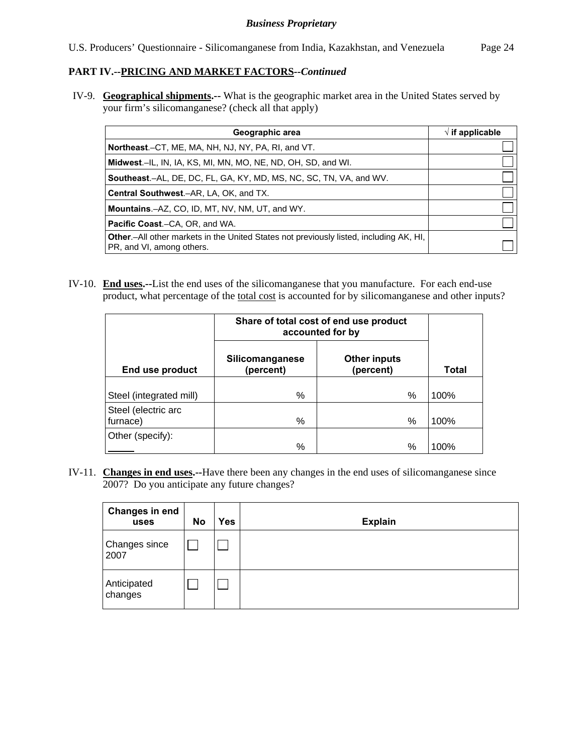**PART IV.--PRICING AND MARKET FACTORS--*Continued***

IV-9. **Geographical shipments.--** What is the geographic market area in the United States served by your firm's silicomanganese? (check all that apply)

| Geographic area | √ if applicable |
|---|---|
| **Northeast**.–CT, ME, MA, NH, NJ, NY, PA, RI, and VT. | ☐ |
| **Midwest**.–IL, IN, IA, KS, MI, MN, MO, NE, ND, OH, SD, and WI. | ☐ |
| **Southeast**.–AL, DE, DC, FL, GA, KY, MD, MS, NC, SC, TN, VA, and WV. | ☐ |
| **Central Southwest**.–AR, LA, OK, and TX. | ☐ |
| **Mountains**.–AZ, CO, ID, MT, NV, NM, UT, and WY. | ☐ |
| **Pacific Coast**.–CA, OR, and WA. | ☐ |
| **Other**.–All other markets in the United States not previously listed, including AK, HI, PR, and VI, among others. | ☐ |

IV-10. **End uses.--**List the end uses of the silicomanganese that you manufacture. For each end-use product, what percentage of the total cost is accounted for by silicomanganese and other inputs?

| | Share of total cost of end use product accounted for by | | |
|---|---|---|---|
| **End use product** | **Silicomanganese (percent)** | **Other inputs (percent)** | **Total** |
| Steel (integrated mill) | % | % | 100% |
| Steel (electric arc furnace) | % | % | 100% |
| Other (specify): ____ | % | % | 100% |

IV-11. **Changes in end uses.--**Have there been any changes in the end uses of silicomanganese since 2007? Do you anticipate any future changes?

| Changes in end uses | No | Yes | Explain |
|---|---|---|---|
| Changes since 2007 | ☐ | ☐ | |
| Anticipated changes | ☐ | ☐ | |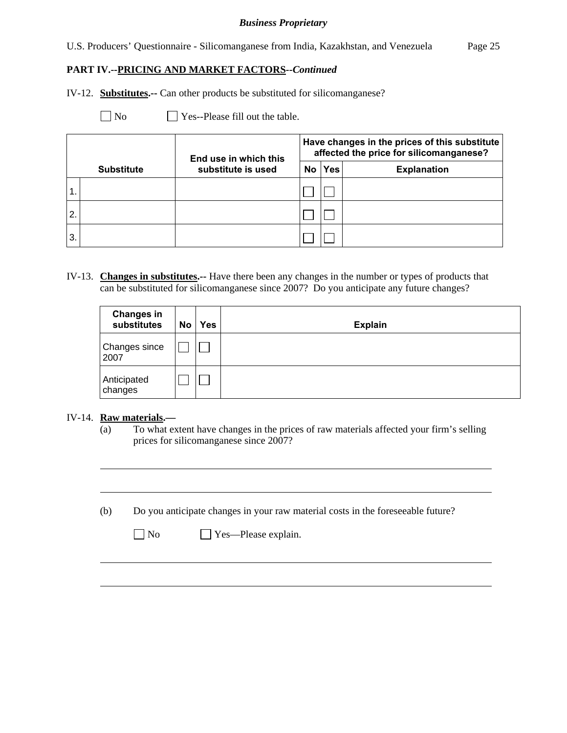***Business Proprietary***

**PART IV.--PRICING AND MARKET FACTORS--*Continued***

IV-12. **Substitutes.--** Can other products be substituted for silicomanganese?

☐ No ☐ Yes--Please fill out the table.

| Substitute | End use in which this substitute is used | Have changes in the prices of this substitute affected the price for silicomanganese? | | |
|---|---|---|---|---|
| | | No | Yes | Explanation |
| 1. | | ☐ | ☐ | |
| 2. | | ☐ | ☐ | |
| 3. | | ☐ | ☐ | |

IV-13. **Changes in substitutes.--** Have there been any changes in the number or types of products that can be substituted for silicomanganese since 2007? Do you anticipate any future changes?

| Changes in substitutes | No | Yes | Explain |
|---|---|---|---|
| Changes since 2007 | ☐ | ☐ | |
| Anticipated changes | ☐ | ☐ | |

IV-14. **Raw materials.—**

(a) To what extent have changes in the prices of raw materials affected your firm's selling prices for silicomanganese since 2007?

---

---

(b) Do you anticipate changes in your raw material costs in the foreseeable future?

☐ No ☐ Yes—Please explain.

---

---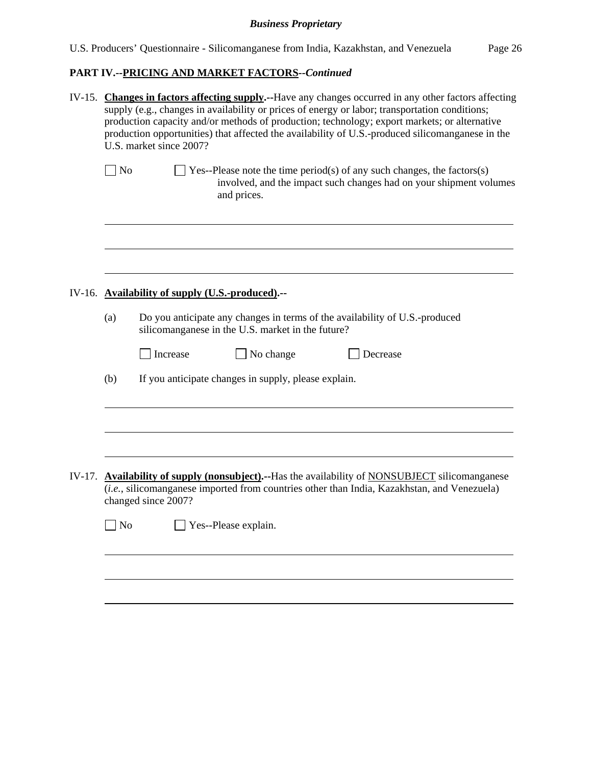## PART IV.--PRICING AND MARKET FACTORS--*Continued*

IV-15. **Changes in factors affecting supply.**--Have any changes occurred in any other factors affecting supply (e.g., changes in availability or prices of energy or labor; transportation conditions; production capacity and/or methods of production; technology; export markets; or alternative production opportunities) that affected the availability of U.S.-produced silicomanganese in the U.S. market since 2007?

☐ No ☐ Yes--Please note the time period(s) of any such changes, the factors(s) involved, and the impact such changes had on your shipment volumes and prices.

___

___

___

IV-16. **Availability of supply (U.S.-produced).**--

(a) Do you anticipate any changes in terms of the availability of U.S.-produced silicomanganese in the U.S. market in the future?

☐ Increase ☐ No change ☐ Decrease

(b) If you anticipate changes in supply, please explain.

___

___

___

IV-17. **Availability of supply (nonsubject).**--Has the availability of NONSUBJECT silicomanganese (*i.e.*, silicomanganese imported from countries other than India, Kazakhstan, and Venezuela) changed since 2007?

☐ No ☐ Yes--Please explain.

___

___

___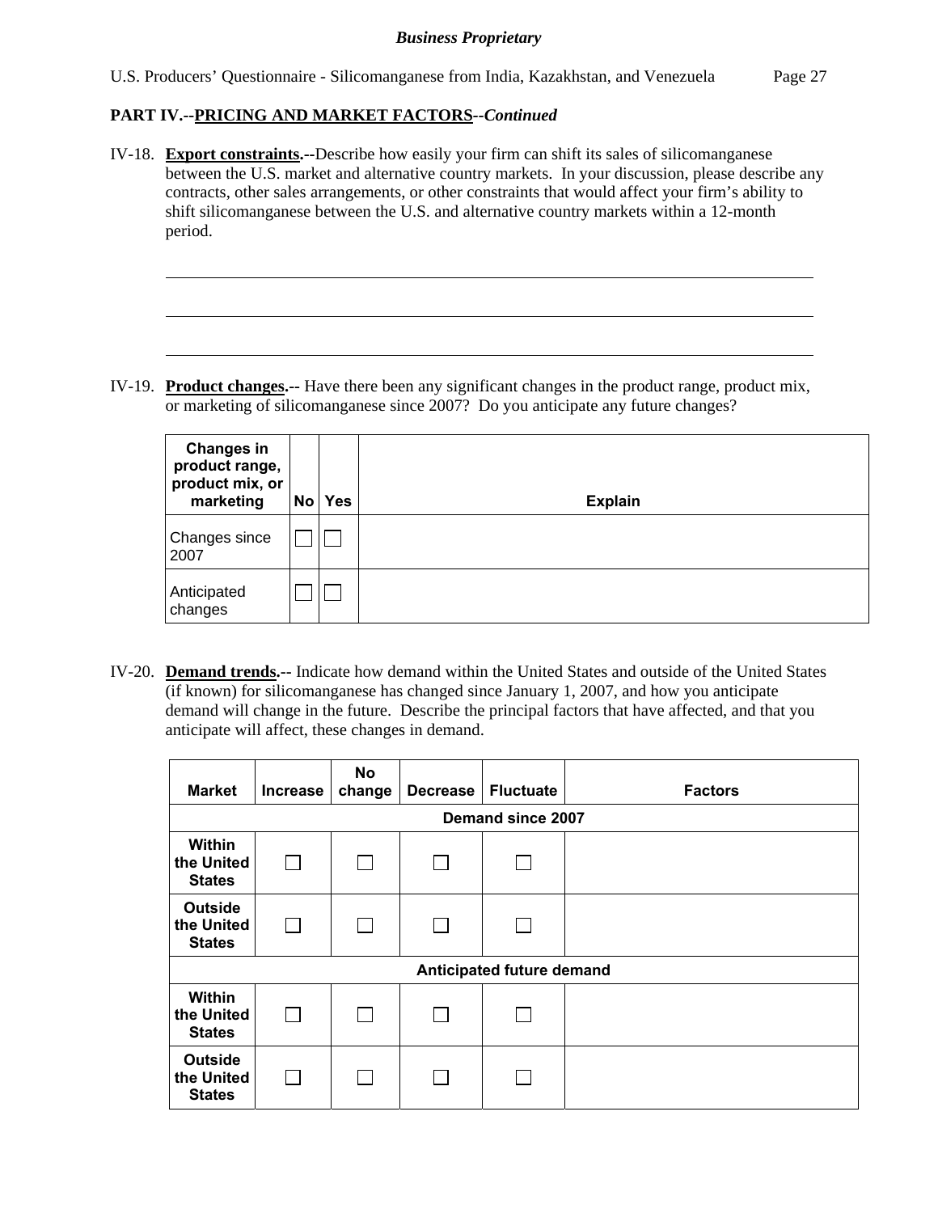## PART IV.--PRICING AND MARKET FACTORS--*Continued*

IV-18. **Export constraints.**--Describe how easily your firm can shift its sales of silicomanganese between the U.S. market and alternative country markets. In your discussion, please describe any contracts, other sales arrangements, or other constraints that would affect your firm's ability to shift silicomanganese between the U.S. and alternative country markets within a 12-month period.

\_\_\_\_\_\_\_\_\_\_\_\_\_\_\_\_\_\_\_\_\_\_\_\_\_\_\_\_\_\_\_\_\_\_\_\_\_\_\_\_\_\_\_\_\_\_\_\_\_\_\_\_\_\_\_\_\_\_\_\_\_\_\_\_\_\_\_\_\_\_\_\_

\_\_\_\_\_\_\_\_\_\_\_\_\_\_\_\_\_\_\_\_\_\_\_\_\_\_\_\_\_\_\_\_\_\_\_\_\_\_\_\_\_\_\_\_\_\_\_\_\_\_\_\_\_\_\_\_\_\_\_\_\_\_\_\_\_\_\_\_\_\_\_\_

\_\_\_\_\_\_\_\_\_\_\_\_\_\_\_\_\_\_\_\_\_\_\_\_\_\_\_\_\_\_\_\_\_\_\_\_\_\_\_\_\_\_\_\_\_\_\_\_\_\_\_\_\_\_\_\_\_\_\_\_\_\_\_\_\_\_\_\_\_\_\_\_

IV-19. **Product changes.**-- Have there been any significant changes in the product range, product mix, or marketing of silicomanganese since 2007? Do you anticipate any future changes?

| Changes in product range, product mix, or marketing | No | Yes | Explain |
|---|---|---|---|
| Changes since 2007 | ☐ | ☐ | |
| Anticipated changes | ☐ | ☐ | |

IV-20. **Demand trends.**-- Indicate how demand within the United States and outside of the United States (if known) for silicomanganese has changed since January 1, 2007, and how you anticipate demand will change in the future. Describe the principal factors that have affected, and that you anticipate will affect, these changes in demand.

| Market | Increase | No change | Decrease | Fluctuate | Factors |
|---|---|---|---|---|---|
| **Demand since 2007** | | | | | |
| **Within the United States** | ☐ | ☐ | ☐ | ☐ | |
| **Outside the United States** | ☐ | ☐ | ☐ | ☐ | |
| **Anticipated future demand** | | | | | |
| **Within the United States** | ☐ | ☐ | ☐ | ☐ | |
| **Outside the United States** | ☐ | ☐ | ☐ | ☐ | |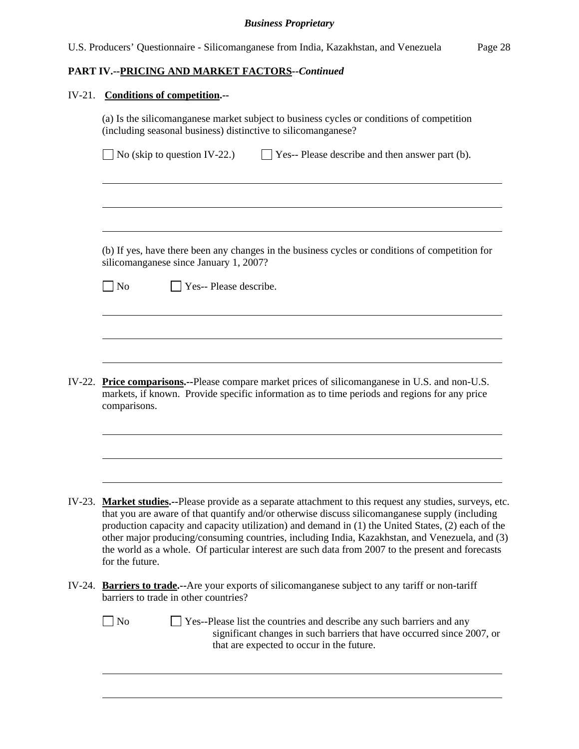## PART IV.--PRICING AND MARKET FACTORS--*Continued*

IV-21. **Conditions of competition.--**

(a) Is the silicomanganese market subject to business cycles or conditions of competition (including seasonal business) distinctive to silicomanganese?

☐ No (skip to question IV-22.) ☐ Yes-- Please describe and then answer part (b).

(b) If yes, have there been any changes in the business cycles or conditions of competition for silicomanganese since January 1, 2007?

☐ No ☐ Yes-- Please describe.

IV-22. **Price comparisons.--**Please compare market prices of silicomanganese in U.S. and non-U.S. markets, if known. Provide specific information as to time periods and regions for any price comparisons.

IV-23. **Market studies.--**Please provide as a separate attachment to this request any studies, surveys, etc. that you are aware of that quantify and/or otherwise discuss silicomanganese supply (including production capacity and capacity utilization) and demand in (1) the United States, (2) each of the other major producing/consuming countries, including India, Kazakhstan, and Venezuela, and (3) the world as a whole. Of particular interest are such data from 2007 to the present and forecasts for the future.

IV-24. **Barriers to trade.--**Are your exports of silicomanganese subject to any tariff or non-tariff barriers to trade in other countries?

☐ No ☐ Yes--Please list the countries and describe any such barriers and any significant changes in such barriers that have occurred since 2007, or that are expected to occur in the future.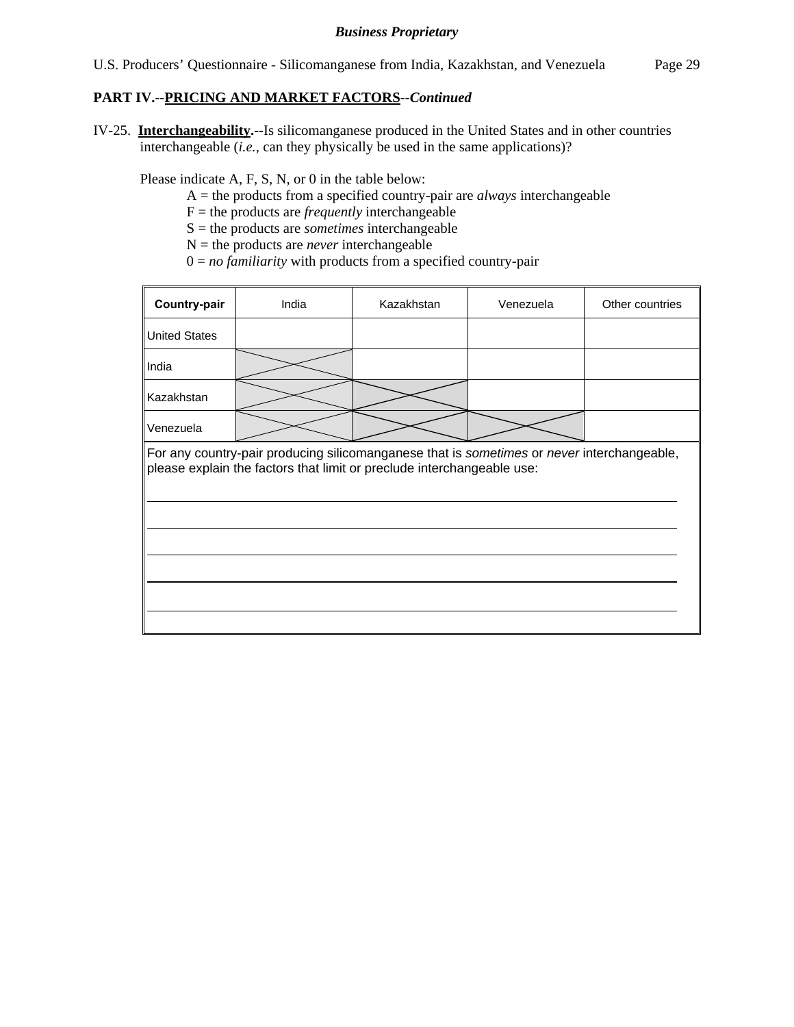**Business Proprietary**

**PART IV.--PRICING AND MARKET FACTORS--*Continued***

IV-25. **Interchangeability.--**Is silicomanganese produced in the United States and in other countries interchangeable (*i.e.*, can they physically be used in the same applications)?

Please indicate A, F, S, N, or 0 in the table below:

- A = the products from a specified country-pair are *always* interchangeable
- F = the products are *frequently* interchangeable
- S = the products are *sometimes* interchangeable
- N = the products are *never* interchangeable
- 0 = *no familiarity* with products from a specified country-pair

| **Country-pair** | India | Kazakhstan | Venezuela | Other countries |
|---|---|---|---|---|
| United States | | | | |
| India | X | | | |
| Kazakhstan | X | X | | |
| Venezuela | X | X | X | |

For any country-pair producing silicomanganese that is *sometimes* or *never* interchangeable, please explain the factors that limit or preclude interchangeable use:

_______________________________________________________________________________

_______________________________________________________________________________

_______________________________________________________________________________

_______________________________________________________________________________

_______________________________________________________________________________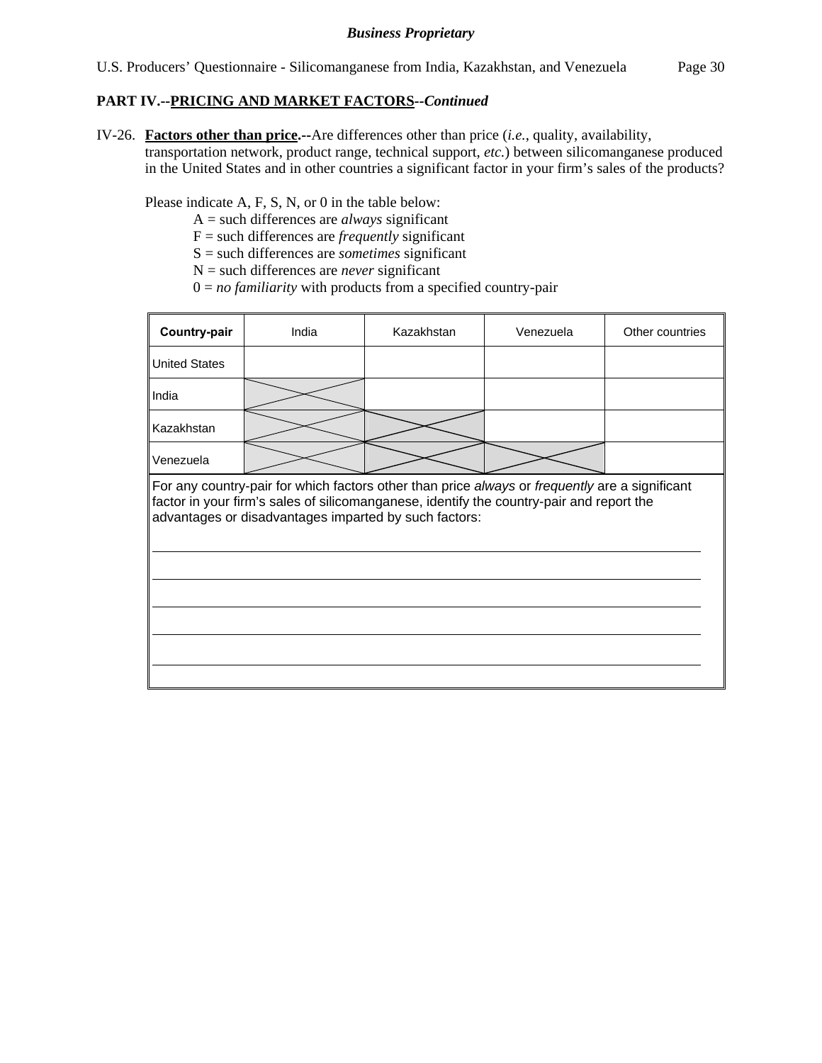**Business Proprietary**

U.S. Producers' Questionnaire - Silicomanganese from India, Kazakhstan, and Venezuela

## PART IV.--PRICING AND MARKET FACTORS--*Continued*

IV-26. **Factors other than price.--**Are differences other than price (*i.e.*, quality, availability, transportation network, product range, technical support, *etc.*) between silicomanganese produced in the United States and in other countries a significant factor in your firm's sales of the products?

Please indicate A, F, S, N, or 0 in the table below:

A = such differences are *always* significant
F = such differences are *frequently* significant
S = such differences are *sometimes* significant
N = such differences are *never* significant
0 = *no familiarity* with products from a specified country-pair

| Country-pair | India | Kazakhstan | Venezuela | Other countries |
|---|---|---|---|---|
| United States | | | | |
| India | X | | | |
| Kazakhstan | X | X | | |
| Venezuela | X | X | X | |

For any country-pair for which factors other than price *always* or *frequently* are a significant factor in your firm's sales of silicomanganese, identify the country-pair and report the advantages or disadvantages imparted by such factors:

______________________________________________________________________________

______________________________________________________________________________

______________________________________________________________________________

______________________________________________________________________________

______________________________________________________________________________